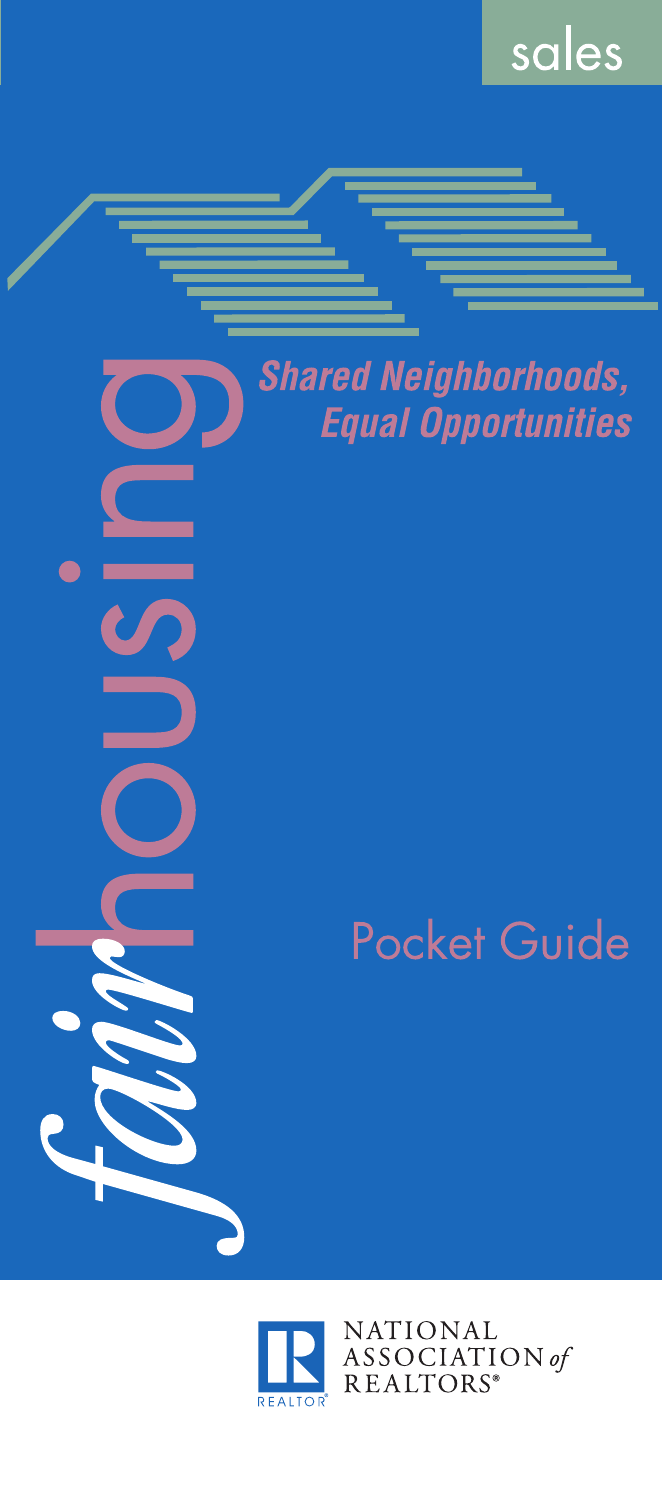sales

# fair housing

*Shared Neighborhoods, Equal Opportunities*

## Pocket Guide

NATIONAL ASSOCIATION *of* REALTORS®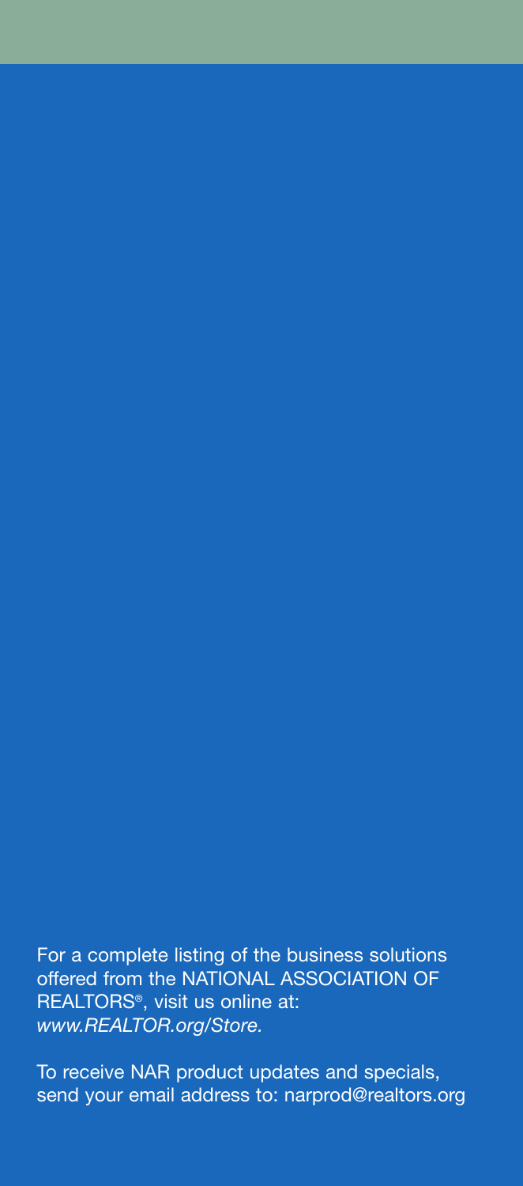For a complete listing of the business solutions offered from the NATIONAL ASSOCIATION OF REALTORS®, visit us online at: *www.REALTOR.org/Store.*

To receive NAR product updates and specials, send your email address to: narprod@realtors.org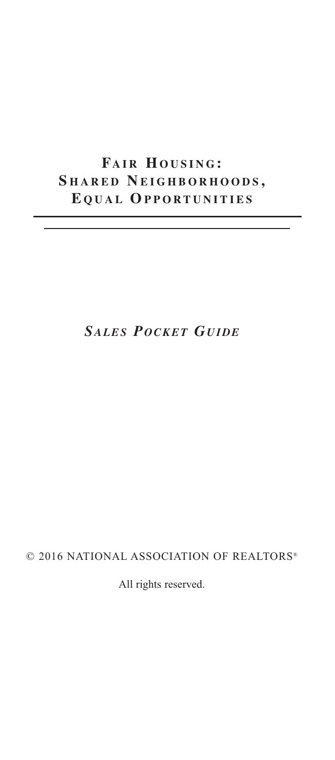# Fair Housing: Shared Neighborhoods, Equal Opportunities

---

*Sales Pocket Guide*

© 2016 NATIONAL ASSOCIATION OF REALTORS®

All rights reserved.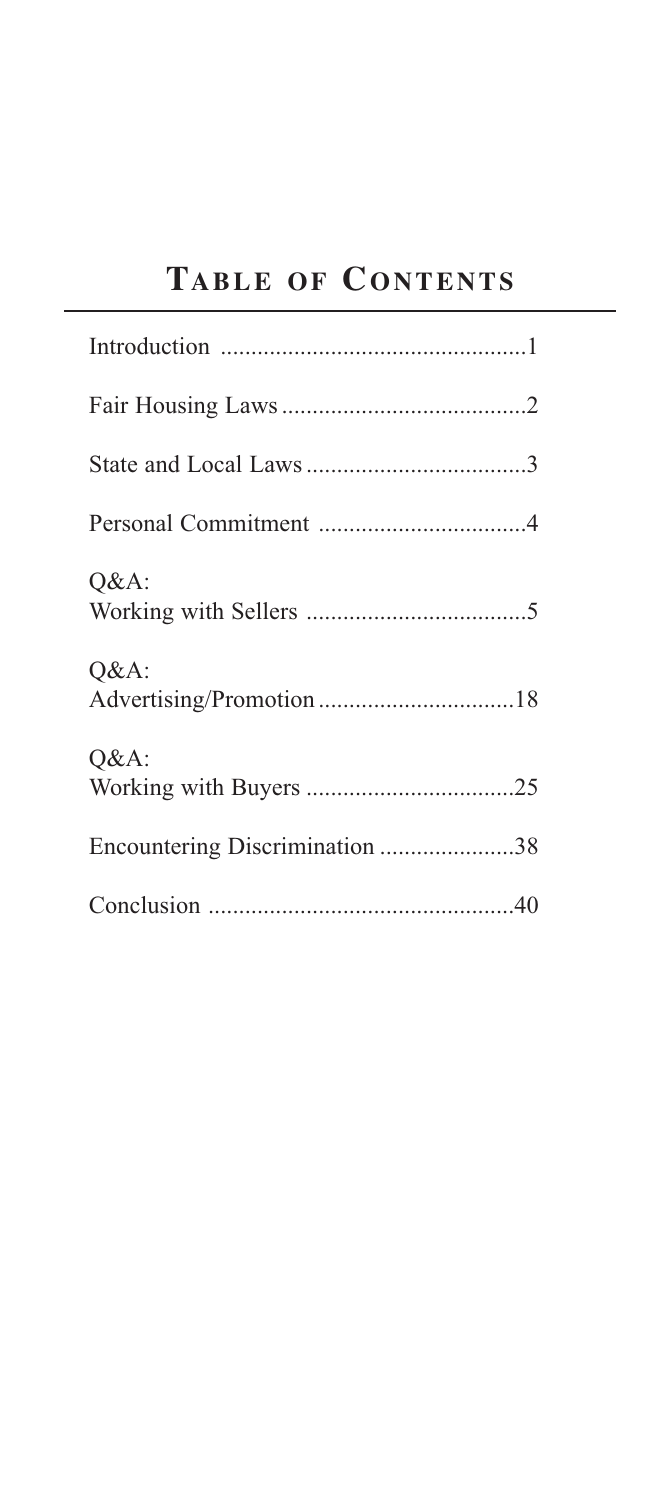# Table of Contents

| | |
|---|---|
| Introduction | 1 |
| Fair Housing Laws | 2 |
| State and Local Laws | 3 |
| Personal Commitment | 4 |
| Q&A: Working with Sellers | 5 |
| Q&A: Advertising/Promotion | 18 |
| Q&A: Working with Buyers | 25 |
| Encountering Discrimination | 38 |
| Conclusion | 40 |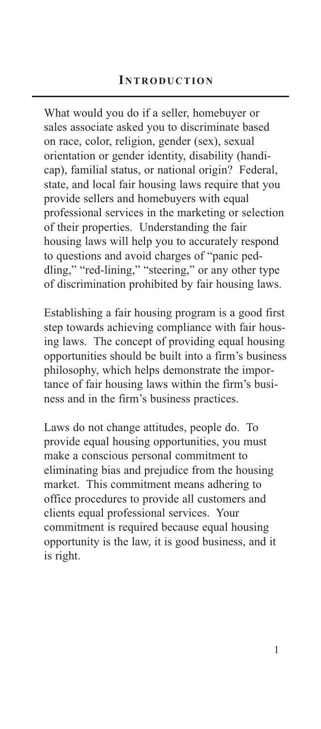## Introduction

What would you do if a seller, homebuyer or sales associate asked you to discriminate based on race, color, religion, gender (sex), sexual orientation or gender identity, disability (handicap), familial status, or national origin? Federal, state, and local fair housing laws require that you provide sellers and homebuyers with equal professional services in the marketing or selection of their properties. Understanding the fair housing laws will help you to accurately respond to questions and avoid charges of "panic peddling," "red-lining," "steering," or any other type of discrimination prohibited by fair housing laws.

Establishing a fair housing program is a good first step towards achieving compliance with fair housing laws. The concept of providing equal housing opportunities should be built into a firm's business philosophy, which helps demonstrate the importance of fair housing laws within the firm's business and in the firm's business practices.

Laws do not change attitudes, people do. To provide equal housing opportunities, you must make a conscious personal commitment to eliminating bias and prejudice from the housing market. This commitment means adhering to office procedures to provide all customers and clients equal professional services. Your commitment is required because equal housing opportunity is the law, it is good business, and it is right.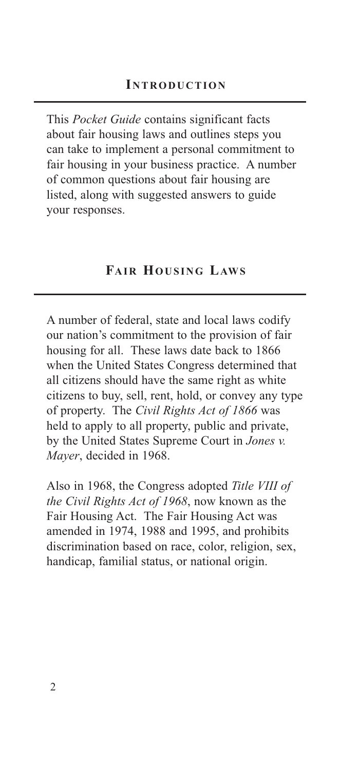## Introduction

This *Pocket Guide* contains significant facts about fair housing laws and outlines steps you can take to implement a personal commitment to fair housing in your business practice. A number of common questions about fair housing are listed, along with suggested answers to guide your responses.

## Fair Housing Laws

A number of federal, state and local laws codify our nation's commitment to the provision of fair housing for all. These laws date back to 1866 when the United States Congress determined that all citizens should have the same right as white citizens to buy, sell, rent, hold, or convey any type of property. The *Civil Rights Act of 1866* was held to apply to all property, public and private, by the United States Supreme Court in *Jones v. Mayer*, decided in 1968.

Also in 1968, the Congress adopted *Title VIII of the Civil Rights Act of 1968*, now known as the Fair Housing Act. The Fair Housing Act was amended in 1974, 1988 and 1995, and prohibits discrimination based on race, color, religion, sex, handicap, familial status, or national origin.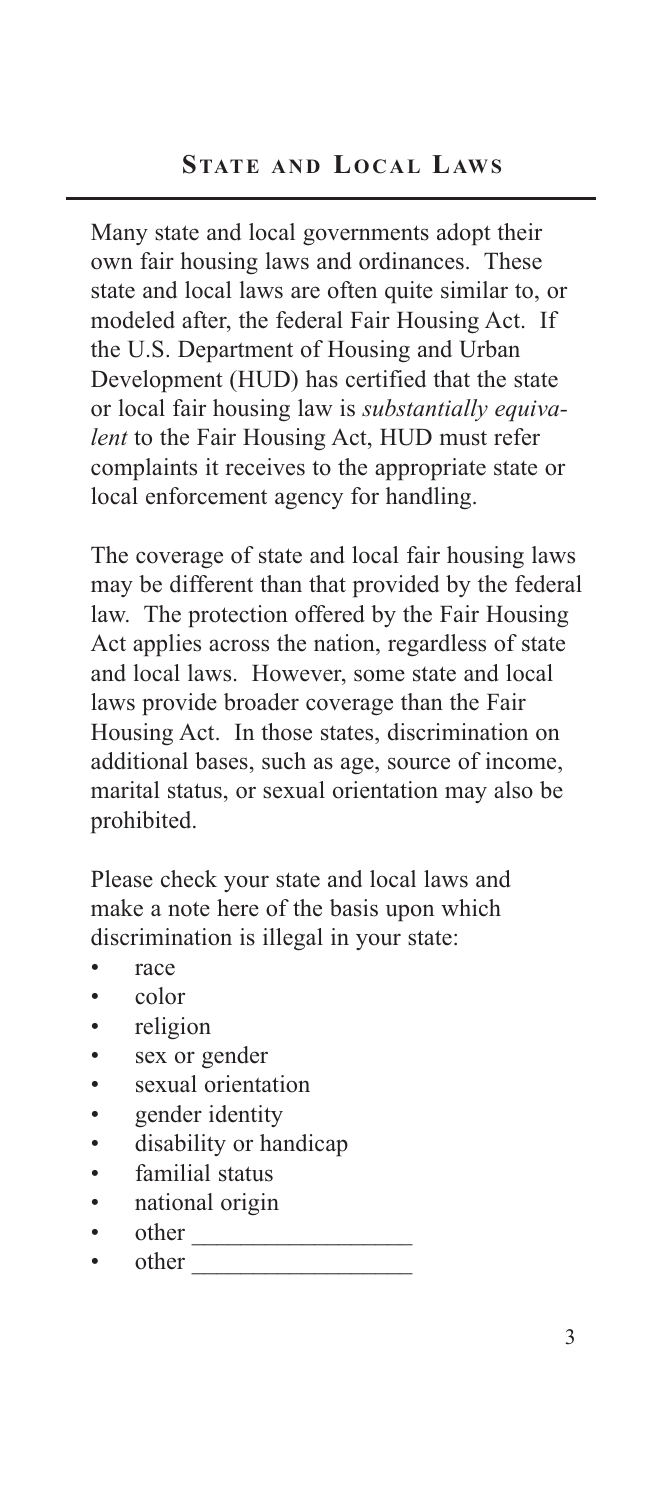## State and Local Laws

Many state and local governments adopt their own fair housing laws and ordinances. These state and local laws are often quite similar to, or modeled after, the federal Fair Housing Act. If the U.S. Department of Housing and Urban Development (HUD) has certified that the state or local fair housing law is *substantially equivalent* to the Fair Housing Act, HUD must refer complaints it receives to the appropriate state or local enforcement agency for handling.

The coverage of state and local fair housing laws may be different than that provided by the federal law. The protection offered by the Fair Housing Act applies across the nation, regardless of state and local laws. However, some state and local laws provide broader coverage than the Fair Housing Act. In those states, discrimination on additional bases, such as age, source of income, marital status, or sexual orientation may also be prohibited.

Please check your state and local laws and make a note here of the basis upon which discrimination is illegal in your state:

- race
- color
- religion
- sex or gender
- sexual orientation
- gender identity
- disability or handicap
- familial status
- national origin
- other __________________
- other __________________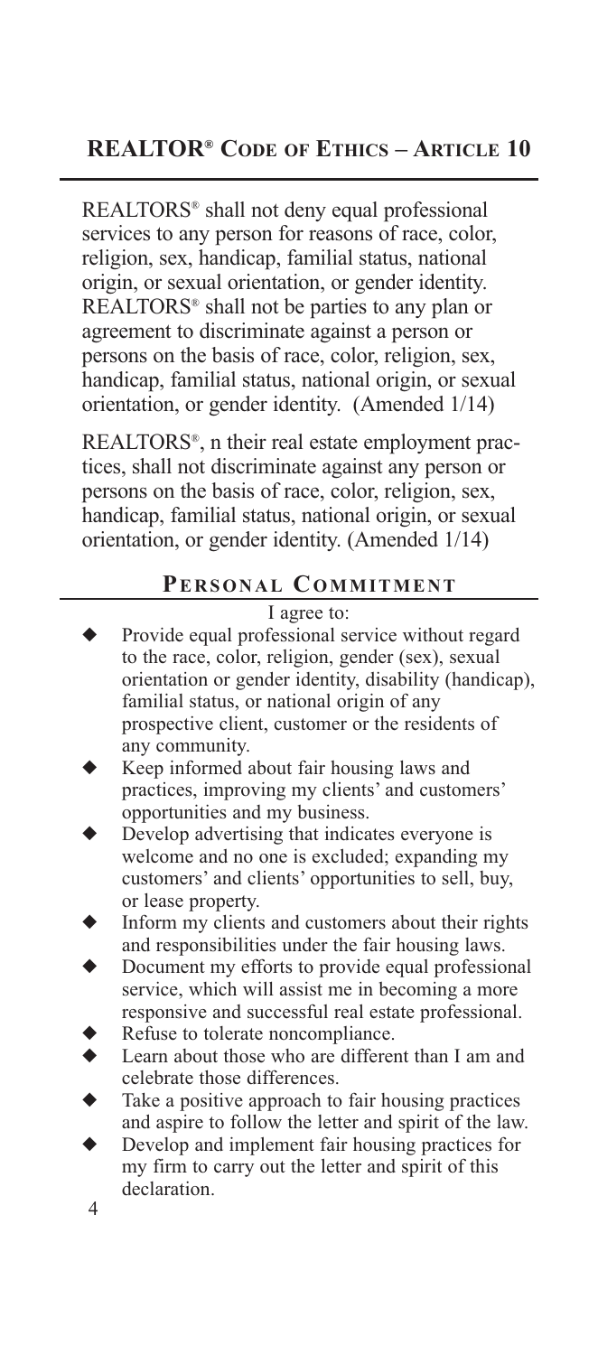## REALTOR® Code of Ethics – Article 10

REALTORS® shall not deny equal professional services to any person for reasons of race, color, religion, sex, handicap, familial status, national origin, or sexual orientation, or gender identity. REALTORS® shall not be parties to any plan or agreement to discriminate against a person or persons on the basis of race, color, religion, sex, handicap, familial status, national origin, or sexual orientation, or gender identity. (Amended 1/14)

REALTORS®, n their real estate employment practices, shall not discriminate against any person or persons on the basis of race, color, religion, sex, handicap, familial status, national origin, or sexual orientation, or gender identity. (Amended 1/14)

### Personal Commitment

I agree to:

- Provide equal professional service without regard to the race, color, religion, gender (sex), sexual orientation or gender identity, disability (handicap), familial status, or national origin of any prospective client, customer or the residents of any community.
- Keep informed about fair housing laws and practices, improving my clients' and customers' opportunities and my business.
- Develop advertising that indicates everyone is welcome and no one is excluded; expanding my customers' and clients' opportunities to sell, buy, or lease property.
- Inform my clients and customers about their rights and responsibilities under the fair housing laws.
- Document my efforts to provide equal professional service, which will assist me in becoming a more responsive and successful real estate professional.
- Refuse to tolerate noncompliance.
- Learn about those who are different than I am and celebrate those differences.
- Take a positive approach to fair housing practices and aspire to follow the letter and spirit of the law.
- Develop and implement fair housing practices for my firm to carry out the letter and spirit of this declaration.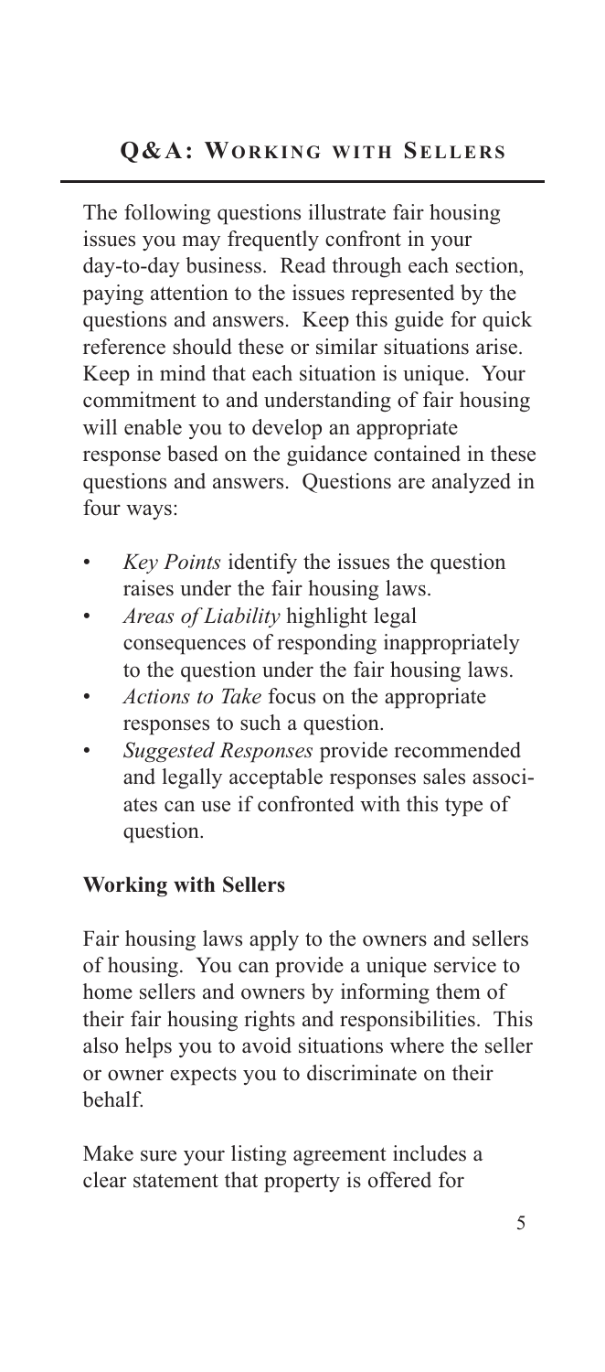## Q&A: Working with Sellers

The following questions illustrate fair housing issues you may frequently confront in your day-to-day business. Read through each section, paying attention to the issues represented by the questions and answers. Keep this guide for quick reference should these or similar situations arise. Keep in mind that each situation is unique. Your commitment to and understanding of fair housing will enable you to develop an appropriate response based on the guidance contained in these questions and answers. Questions are analyzed in four ways:

- *Key Points* identify the issues the question raises under the fair housing laws.
- *Areas of Liability* highlight legal consequences of responding inappropriately to the question under the fair housing laws.
- *Actions to Take* focus on the appropriate responses to such a question.
- *Suggested Responses* provide recommended and legally acceptable responses sales associates can use if confronted with this type of question.

### Working with Sellers

Fair housing laws apply to the owners and sellers of housing. You can provide a unique service to home sellers and owners by informing them of their fair housing rights and responsibilities. This also helps you to avoid situations where the seller or owner expects you to discriminate on their behalf.

Make sure your listing agreement includes a clear statement that property is offered for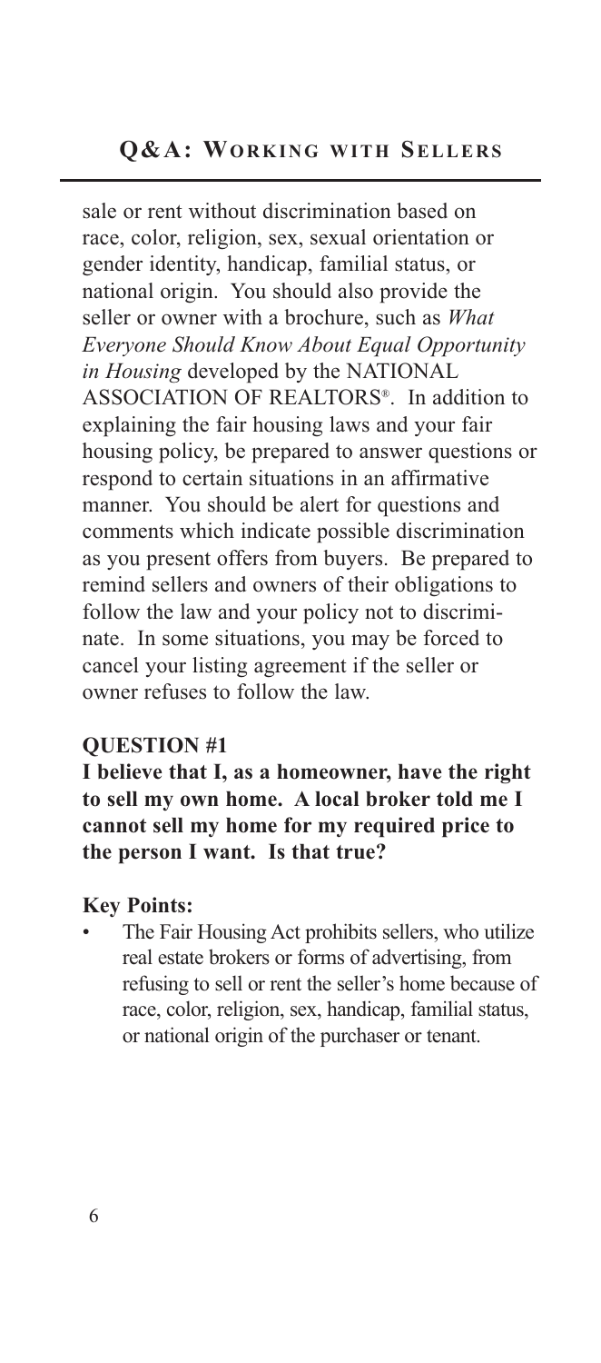sale or rent without discrimination based on race, color, religion, sex, sexual orientation or gender identity, handicap, familial status, or national origin. You should also provide the seller or owner with a brochure, such as *What Everyone Should Know About Equal Opportunity in Housing* developed by the NATIONAL ASSOCIATION OF REALTORS®. In addition to explaining the fair housing laws and your fair housing policy, be prepared to answer questions or respond to certain situations in an affirmative manner. You should be alert for questions and comments which indicate possible discrimination as you present offers from buyers. Be prepared to remind sellers and owners of their obligations to follow the law and your policy not to discriminate. In some situations, you may be forced to cancel your listing agreement if the seller or owner refuses to follow the law.

### QUESTION #1

**I believe that I, as a homeowner, have the right to sell my own home. A local broker told me I cannot sell my home for my required price to the person I want. Is that true?**

**Key Points:**

- The Fair Housing Act prohibits sellers, who utilize real estate brokers or forms of advertising, from refusing to sell or rent the seller's home because of race, color, religion, sex, handicap, familial status, or national origin of the purchaser or tenant.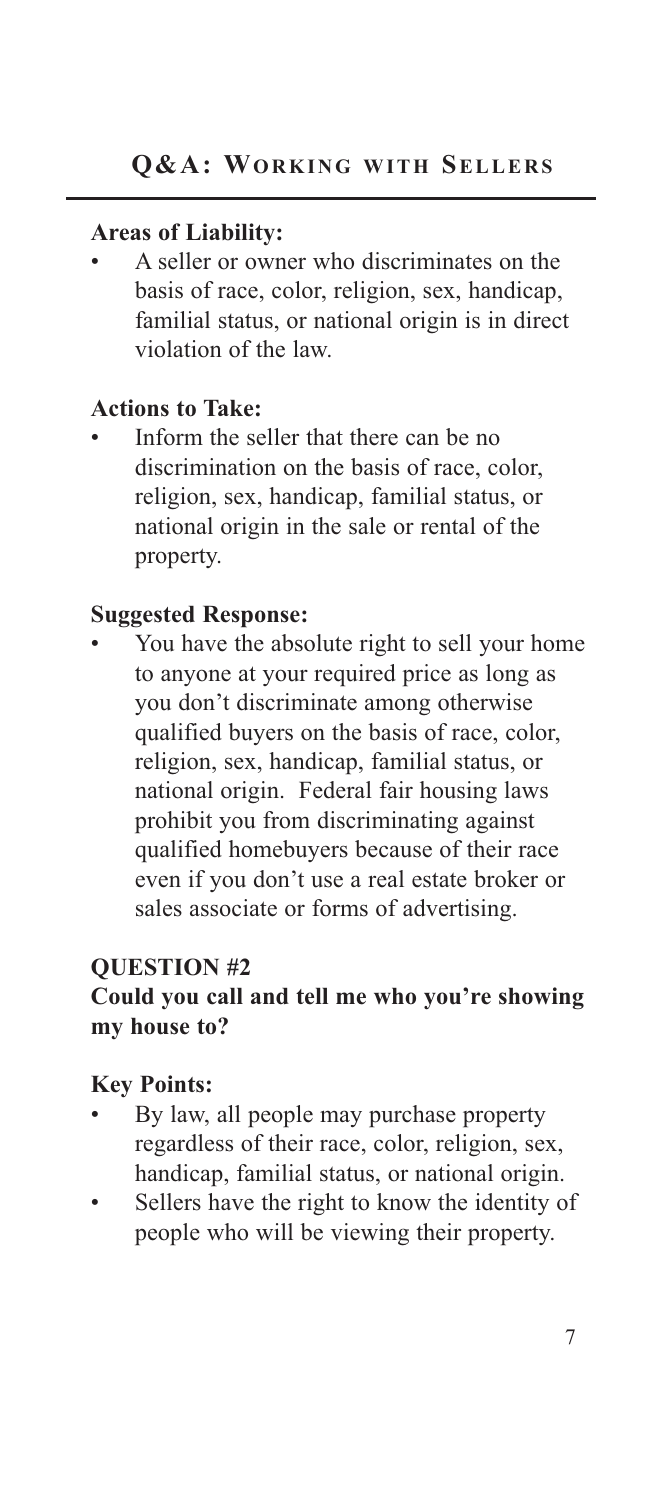## Q&A: Working with Sellers

**Areas of Liability:**

- A seller or owner who discriminates on the basis of race, color, religion, sex, handicap, familial status, or national origin is in direct violation of the law.

**Actions to Take:**

- Inform the seller that there can be no discrimination on the basis of race, color, religion, sex, handicap, familial status, or national origin in the sale or rental of the property.

**Suggested Response:**

- You have the absolute right to sell your home to anyone at your required price as long as you don't discriminate among otherwise qualified buyers on the basis of race, color, religion, sex, handicap, familial status, or national origin. Federal fair housing laws prohibit you from discriminating against qualified homebuyers because of their race even if you don't use a real estate broker or sales associate or forms of advertising.

### QUESTION #2

**Could you call and tell me who you're showing my house to?**

**Key Points:**

- By law, all people may purchase property regardless of their race, color, religion, sex, handicap, familial status, or national origin.
- Sellers have the right to know the identity of people who will be viewing their property.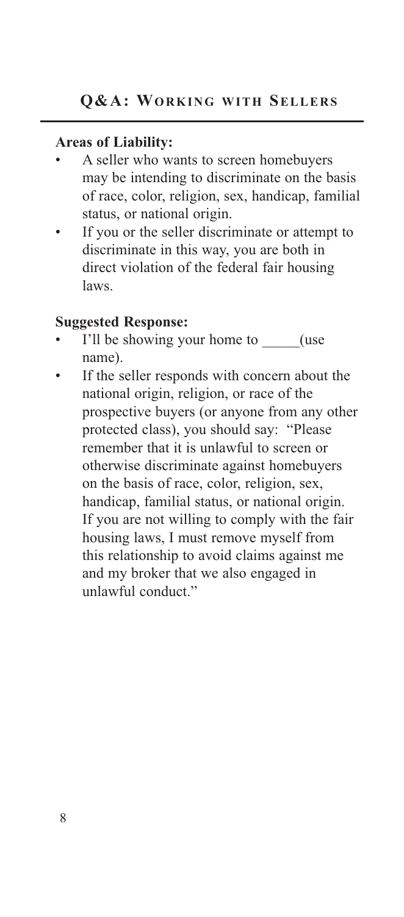## Q&A: Working with Sellers

**Areas of Liability:**

- A seller who wants to screen homebuyers may be intending to discriminate on the basis of race, color, religion, sex, handicap, familial status, or national origin.
- If you or the seller discriminate or attempt to discriminate in this way, you are both in direct violation of the federal fair housing laws.

**Suggested Response:**

- I'll be showing your home to _____(use name).
- If the seller responds with concern about the national origin, religion, or race of the prospective buyers (or anyone from any other protected class), you should say: "Please remember that it is unlawful to screen or otherwise discriminate against homebuyers on the basis of race, color, religion, sex, handicap, familial status, or national origin. If you are not willing to comply with the fair housing laws, I must remove myself from this relationship to avoid claims against me and my broker that we also engaged in unlawful conduct."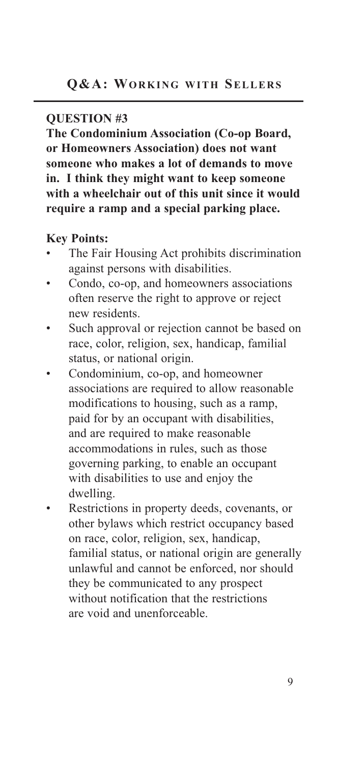## Q&A: Working with Sellers

### QUESTION #3

**The Condominium Association (Co-op Board, or Homeowners Association) does not want someone who makes a lot of demands to move in. I think they might want to keep someone with a wheelchair out of this unit since it would require a ramp and a special parking place.**

**Key Points:**

- The Fair Housing Act prohibits discrimination against persons with disabilities.
- Condo, co-op, and homeowners associations often reserve the right to approve or reject new residents.
- Such approval or rejection cannot be based on race, color, religion, sex, handicap, familial status, or national origin.
- Condominium, co-op, and homeowner associations are required to allow reasonable modifications to housing, such as a ramp, paid for by an occupant with disabilities, and are required to make reasonable accommodations in rules, such as those governing parking, to enable an occupant with disabilities to use and enjoy the dwelling.
- Restrictions in property deeds, covenants, or other bylaws which restrict occupancy based on race, color, religion, sex, handicap, familial status, or national origin are generally unlawful and cannot be enforced, nor should they be communicated to any prospect without notification that the restrictions are void and unenforceable.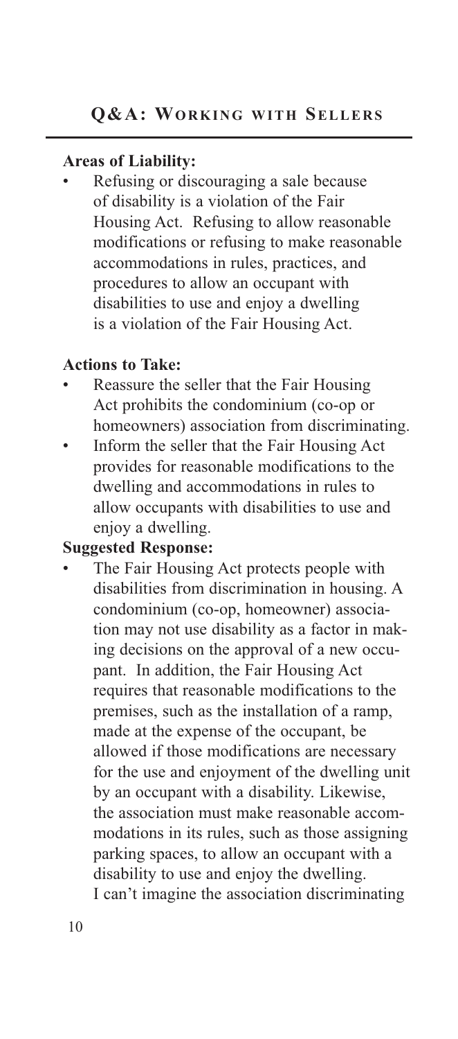## Q&A: Working with Sellers

**Areas of Liability:**

- Refusing or discouraging a sale because of disability is a violation of the Fair Housing Act. Refusing to allow reasonable modifications or refusing to make reasonable accommodations in rules, practices, and procedures to allow an occupant with disabilities to use and enjoy a dwelling is a violation of the Fair Housing Act.

**Actions to Take:**

- Reassure the seller that the Fair Housing Act prohibits the condominium (co-op or homeowners) association from discriminating.
- Inform the seller that the Fair Housing Act provides for reasonable modifications to the dwelling and accommodations in rules to allow occupants with disabilities to use and enjoy a dwelling.

**Suggested Response:**

- The Fair Housing Act protects people with disabilities from discrimination in housing. A condominium (co-op, homeowner) association may not use disability as a factor in making decisions on the approval of a new occupant. In addition, the Fair Housing Act requires that reasonable modifications to the premises, such as the installation of a ramp, made at the expense of the occupant, be allowed if those modifications are necessary for the use and enjoyment of the dwelling unit by an occupant with a disability. Likewise, the association must make reasonable accommodations in its rules, such as those assigning parking spaces, to allow an occupant with a disability to use and enjoy the dwelling. I can't imagine the association discriminating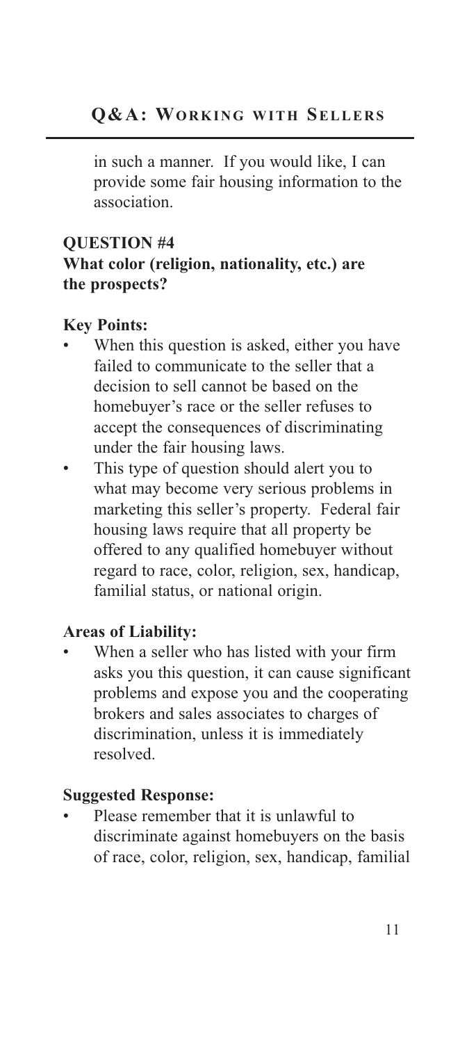in such a manner. If you would like, I can provide some fair housing information to the association.

### QUESTION #4

**What color (religion, nationality, etc.) are the prospects?**

**Key Points:**

- When this question is asked, either you have failed to communicate to the seller that a decision to sell cannot be based on the homebuyer's race or the seller refuses to accept the consequences of discriminating under the fair housing laws.
- This type of question should alert you to what may become very serious problems in marketing this seller's property. Federal fair housing laws require that all property be offered to any qualified homebuyer without regard to race, color, religion, sex, handicap, familial status, or national origin.

**Areas of Liability:**

- When a seller who has listed with your firm asks you this question, it can cause significant problems and expose you and the cooperating brokers and sales associates to charges of discrimination, unless it is immediately resolved.

**Suggested Response:**

- Please remember that it is unlawful to discriminate against homebuyers on the basis of race, color, religion, sex, handicap, familial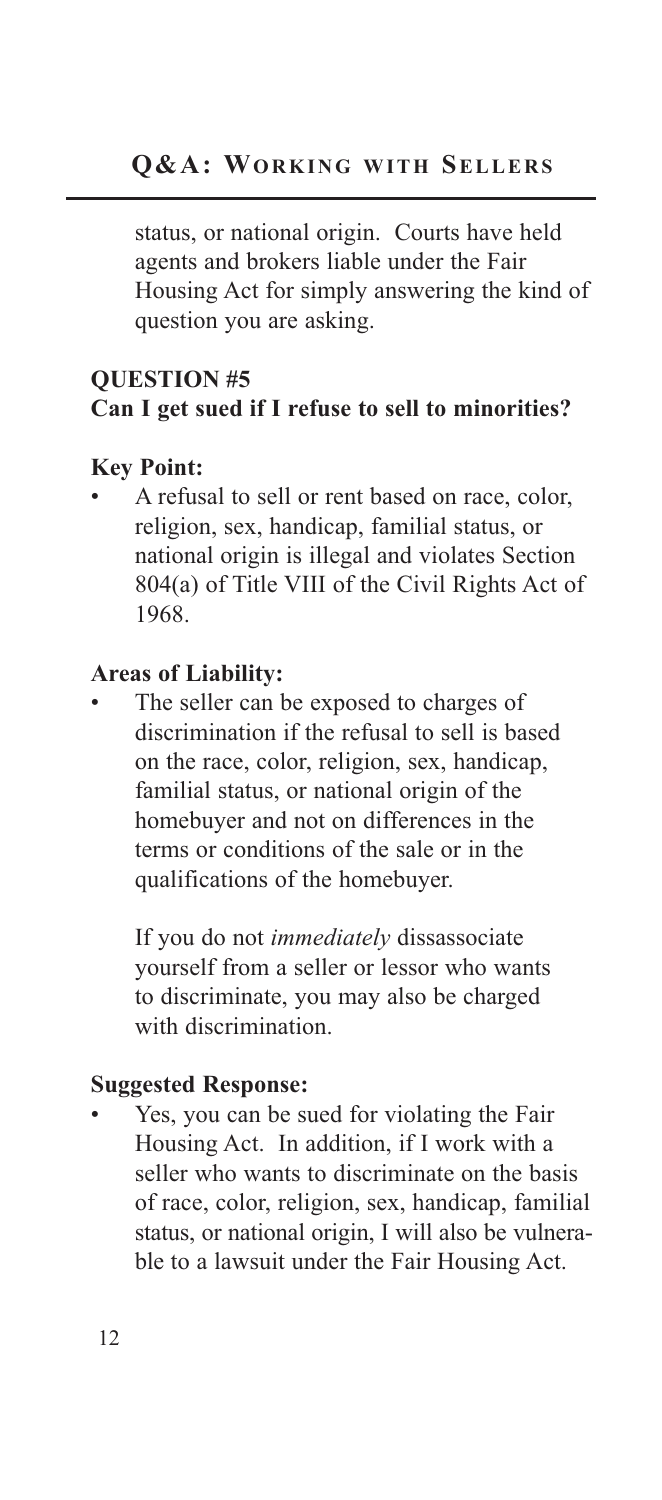status, or national origin. Courts have held agents and brokers liable under the Fair Housing Act for simply answering the kind of question you are asking.

## QUESTION #5
**Can I get sued if I refuse to sell to minorities?**

### Key Point:

- A refusal to sell or rent based on race, color, religion, sex, handicap, familial status, or national origin is illegal and violates Section 804(a) of Title VIII of the Civil Rights Act of 1968.

### Areas of Liability:

- The seller can be exposed to charges of discrimination if the refusal to sell is based on the race, color, religion, sex, handicap, familial status, or national origin of the homebuyer and not on differences in the terms or conditions of the sale or in the qualifications of the homebuyer.

  If you do not *immediately* dissassociate yourself from a seller or lessor who wants to discriminate, you may also be charged with discrimination.

### Suggested Response:

- Yes, you can be sued for violating the Fair Housing Act. In addition, if I work with a seller who wants to discriminate on the basis of race, color, religion, sex, handicap, familial status, or national origin, I will also be vulnerable to a lawsuit under the Fair Housing Act.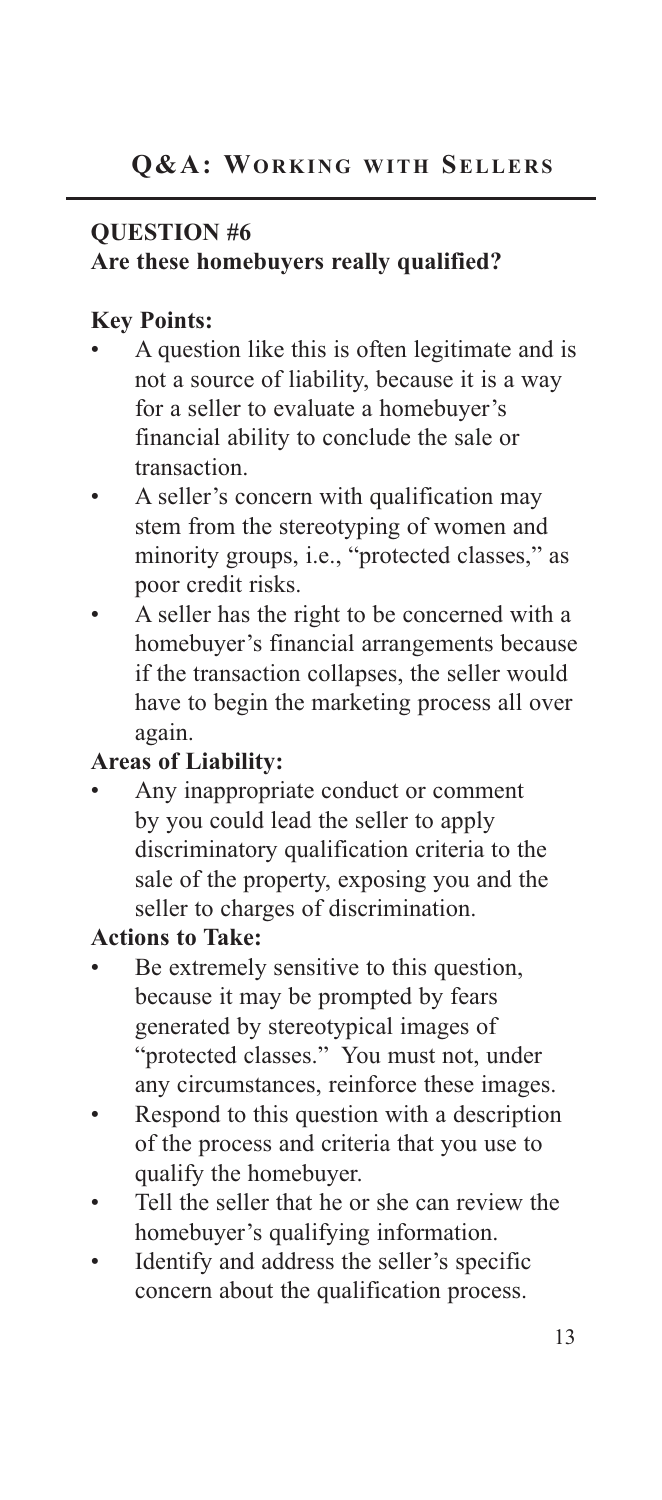## Q&A: Working with Sellers

### QUESTION #6

**Are these homebuyers really qualified?**

**Key Points:**

- A question like this is often legitimate and is not a source of liability, because it is a way for a seller to evaluate a homebuyer's financial ability to conclude the sale or transaction.
- A seller's concern with qualification may stem from the stereotyping of women and minority groups, i.e., "protected classes," as poor credit risks.
- A seller has the right to be concerned with a homebuyer's financial arrangements because if the transaction collapses, the seller would have to begin the marketing process all over again.

**Areas of Liability:**

- Any inappropriate conduct or comment by you could lead the seller to apply discriminatory qualification criteria to the sale of the property, exposing you and the seller to charges of discrimination.

**Actions to Take:**

- Be extremely sensitive to this question, because it may be prompted by fears generated by stereotypical images of "protected classes." You must not, under any circumstances, reinforce these images.
- Respond to this question with a description of the process and criteria that you use to qualify the homebuyer.
- Tell the seller that he or she can review the homebuyer's qualifying information.
- Identify and address the seller's specific concern about the qualification process.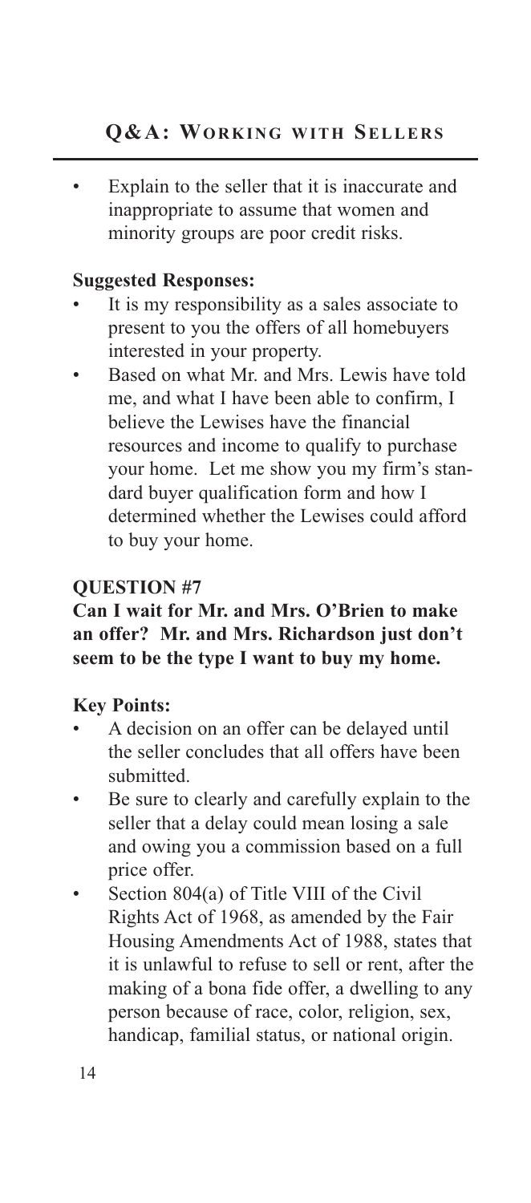- Explain to the seller that it is inaccurate and inappropriate to assume that women and minority groups are poor credit risks.

**Suggested Responses:**

- It is my responsibility as a sales associate to present to you the offers of all homebuyers interested in your property.
- Based on what Mr. and Mrs. Lewis have told me, and what I have been able to confirm, I believe the Lewises have the financial resources and income to qualify to purchase your home. Let me show you my firm's standard buyer qualification form and how I determined whether the Lewises could afford to buy your home.

**QUESTION #7**

**Can I wait for Mr. and Mrs. O'Brien to make an offer? Mr. and Mrs. Richardson just don't seem to be the type I want to buy my home.**

**Key Points:**

- A decision on an offer can be delayed until the seller concludes that all offers have been submitted.
- Be sure to clearly and carefully explain to the seller that a delay could mean losing a sale and owing you a commission based on a full price offer.
- Section 804(a) of Title VIII of the Civil Rights Act of 1968, as amended by the Fair Housing Amendments Act of 1988, states that it is unlawful to refuse to sell or rent, after the making of a bona fide offer, a dwelling to any person because of race, color, religion, sex, handicap, familial status, or national origin.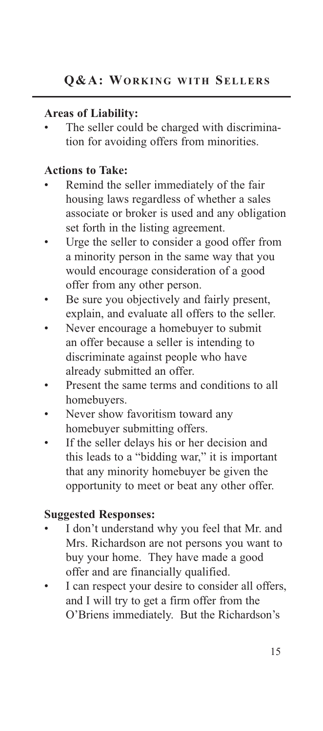**Areas of Liability:**

- The seller could be charged with discrimination for avoiding offers from minorities.

**Actions to Take:**

- Remind the seller immediately of the fair housing laws regardless of whether a sales associate or broker is used and any obligation set forth in the listing agreement.
- Urge the seller to consider a good offer from a minority person in the same way that you would encourage consideration of a good offer from any other person.
- Be sure you objectively and fairly present, explain, and evaluate all offers to the seller.
- Never encourage a homebuyer to submit an offer because a seller is intending to discriminate against people who have already submitted an offer.
- Present the same terms and conditions to all homebuyers.
- Never show favoritism toward any homebuyer submitting offers.
- If the seller delays his or her decision and this leads to a "bidding war," it is important that any minority homebuyer be given the opportunity to meet or beat any other offer.

**Suggested Responses:**

- I don't understand why you feel that Mr. and Mrs. Richardson are not persons you want to buy your home. They have made a good offer and are financially qualified.
- I can respect your desire to consider all offers, and I will try to get a firm offer from the O'Briens immediately. But the Richardson's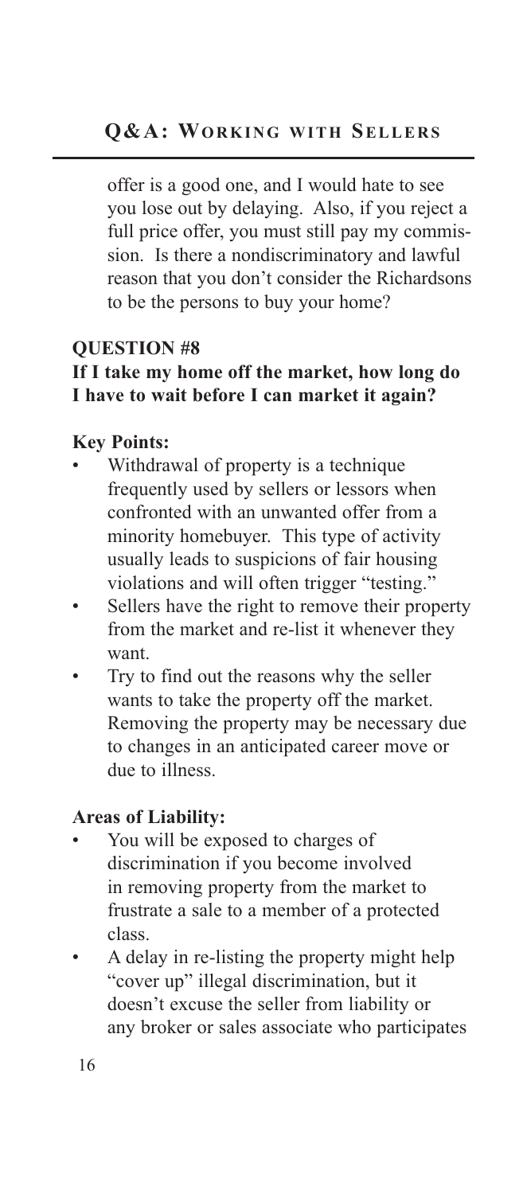offer is a good one, and I would hate to see you lose out by delaying. Also, if you reject a full price offer, you must still pay my commission. Is there a nondiscriminatory and lawful reason that you don't consider the Richardsons to be the persons to buy your home?

### QUESTION #8

### If I take my home off the market, how long do I have to wait before I can market it again?

**Key Points:**

- Withdrawal of property is a technique frequently used by sellers or lessors when confronted with an unwanted offer from a minority homebuyer. This type of activity usually leads to suspicions of fair housing violations and will often trigger "testing."
- Sellers have the right to remove their property from the market and re-list it whenever they want.
- Try to find out the reasons why the seller wants to take the property off the market. Removing the property may be necessary due to changes in an anticipated career move or due to illness.

**Areas of Liability:**

- You will be exposed to charges of discrimination if you become involved in removing property from the market to frustrate a sale to a member of a protected class.
- A delay in re-listing the property might help "cover up" illegal discrimination, but it doesn't excuse the seller from liability or any broker or sales associate who participates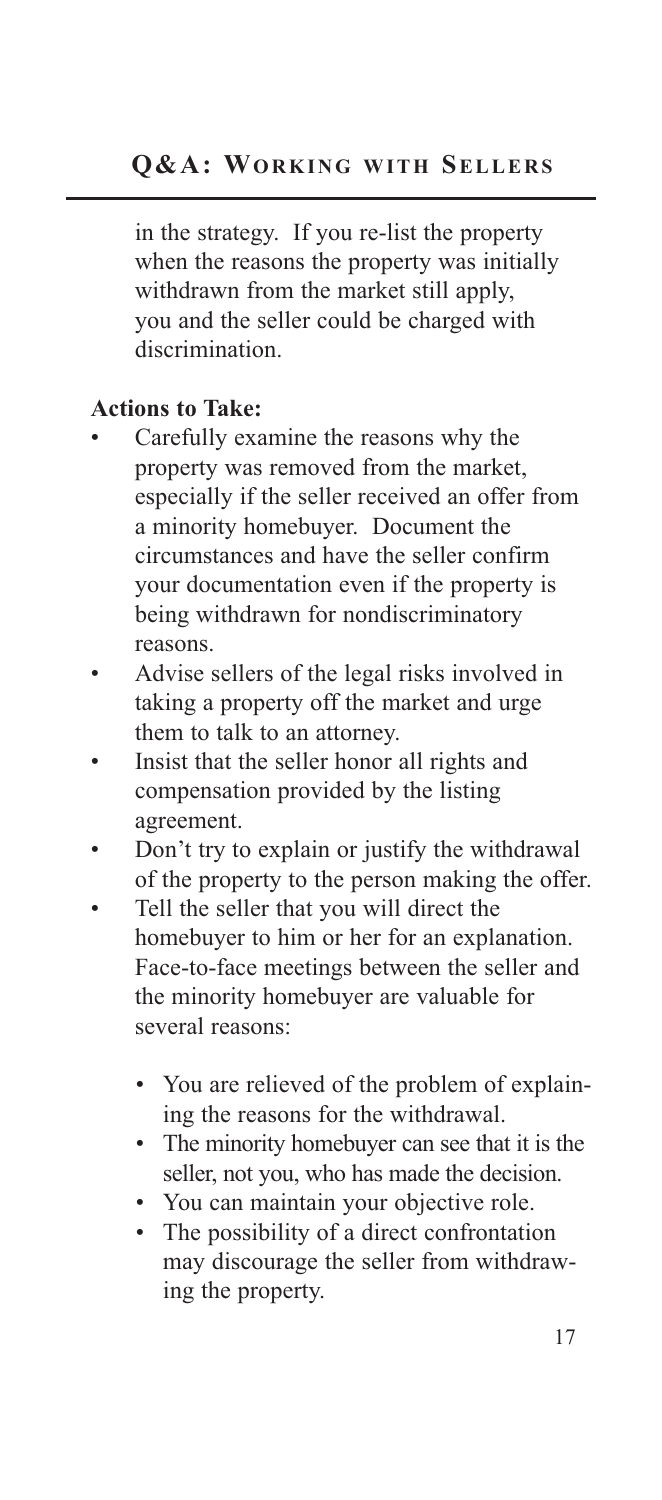in the strategy. If you re-list the property when the reasons the property was initially withdrawn from the market still apply, you and the seller could be charged with discrimination.

**Actions to Take:**

- Carefully examine the reasons why the property was removed from the market, especially if the seller received an offer from a minority homebuyer. Document the circumstances and have the seller confirm your documentation even if the property is being withdrawn for nondiscriminatory reasons.
- Advise sellers of the legal risks involved in taking a property off the market and urge them to talk to an attorney.
- Insist that the seller honor all rights and compensation provided by the listing agreement.
- Don't try to explain or justify the withdrawal of the property to the person making the offer.
- Tell the seller that you will direct the homebuyer to him or her for an explanation. Face-to-face meetings between the seller and the minority homebuyer are valuable for several reasons:
  - You are relieved of the problem of explaining the reasons for the withdrawal.
  - The minority homebuyer can see that it is the seller, not you, who has made the decision.
  - You can maintain your objective role.
  - The possibility of a direct confrontation may discourage the seller from withdrawing the property.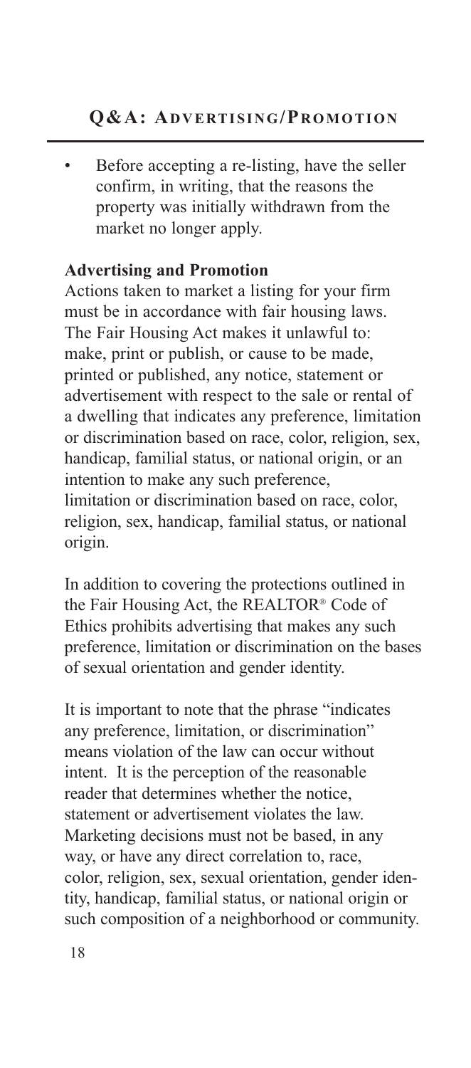- Before accepting a re-listing, have the seller confirm, in writing, that the reasons the property was initially withdrawn from the market no longer apply.

**Advertising and Promotion**

Actions taken to market a listing for your firm must be in accordance with fair housing laws. The Fair Housing Act makes it unlawful to: make, print or publish, or cause to be made, printed or published, any notice, statement or advertisement with respect to the sale or rental of a dwelling that indicates any preference, limitation or discrimination based on race, color, religion, sex, handicap, familial status, or national origin, or an intention to make any such preference, limitation or discrimination based on race, color, religion, sex, handicap, familial status, or national origin.

In addition to covering the protections outlined in the Fair Housing Act, the REALTOR® Code of Ethics prohibits advertising that makes any such preference, limitation or discrimination on the bases of sexual orientation and gender identity.

It is important to note that the phrase "indicates any preference, limitation, or discrimination" means violation of the law can occur without intent. It is the perception of the reasonable reader that determines whether the notice, statement or advertisement violates the law. Marketing decisions must not be based, in any way, or have any direct correlation to, race, color, religion, sex, sexual orientation, gender identity, handicap, familial status, or national origin or such composition of a neighborhood or community.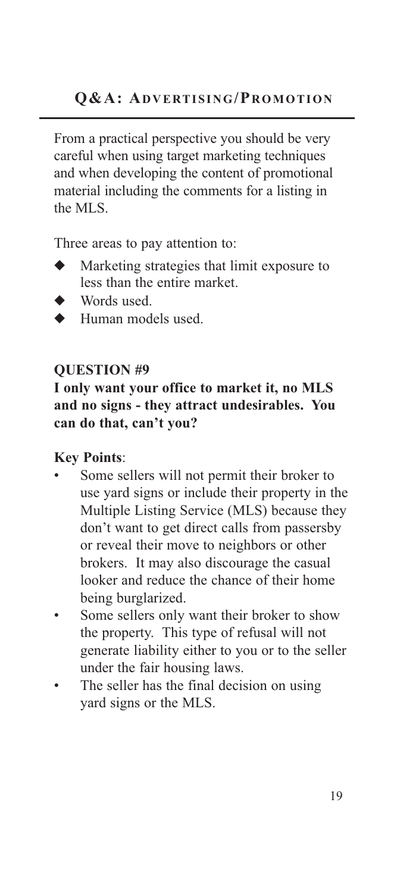## Q&A: Advertising/Promotion

From a practical perspective you should be very careful when using target marketing techniques and when developing the content of promotional material including the comments for a listing in the MLS.

Three areas to pay attention to:

- Marketing strategies that limit exposure to less than the entire market.
- Words used.
- Human models used.

### QUESTION #9

**I only want your office to market it, no MLS and no signs - they attract undesirables. You can do that, can't you?**

**Key Points**:

- Some sellers will not permit their broker to use yard signs or include their property in the Multiple Listing Service (MLS) because they don't want to get direct calls from passersby or reveal their move to neighbors or other brokers. It may also discourage the casual looker and reduce the chance of their home being burglarized.
- Some sellers only want their broker to show the property. This type of refusal will not generate liability either to you or to the seller under the fair housing laws.
- The seller has the final decision on using yard signs or the MLS.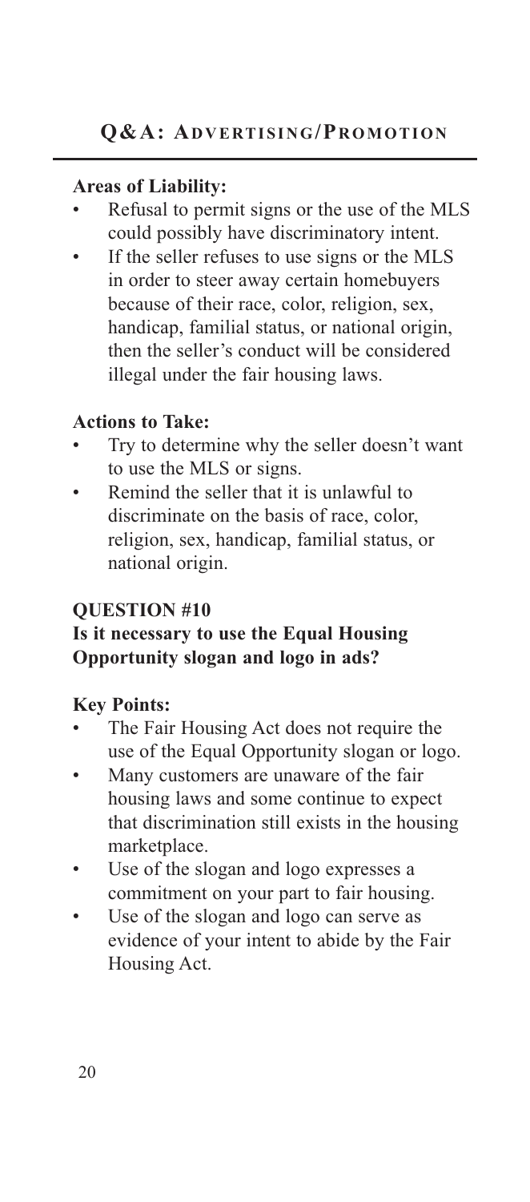**Areas of Liability:**

- Refusal to permit signs or the use of the MLS could possibly have discriminatory intent.
- If the seller refuses to use signs or the MLS in order to steer away certain homebuyers because of their race, color, religion, sex, handicap, familial status, or national origin, then the seller's conduct will be considered illegal under the fair housing laws.

**Actions to Take:**

- Try to determine why the seller doesn't want to use the MLS or signs.
- Remind the seller that it is unlawful to discriminate on the basis of race, color, religion, sex, handicap, familial status, or national origin.

## QUESTION #10

### Is it necessary to use the Equal Housing Opportunity slogan and logo in ads?

**Key Points:**

- The Fair Housing Act does not require the use of the Equal Opportunity slogan or logo.
- Many customers are unaware of the fair housing laws and some continue to expect that discrimination still exists in the housing marketplace.
- Use of the slogan and logo expresses a commitment on your part to fair housing.
- Use of the slogan and logo can serve as evidence of your intent to abide by the Fair Housing Act.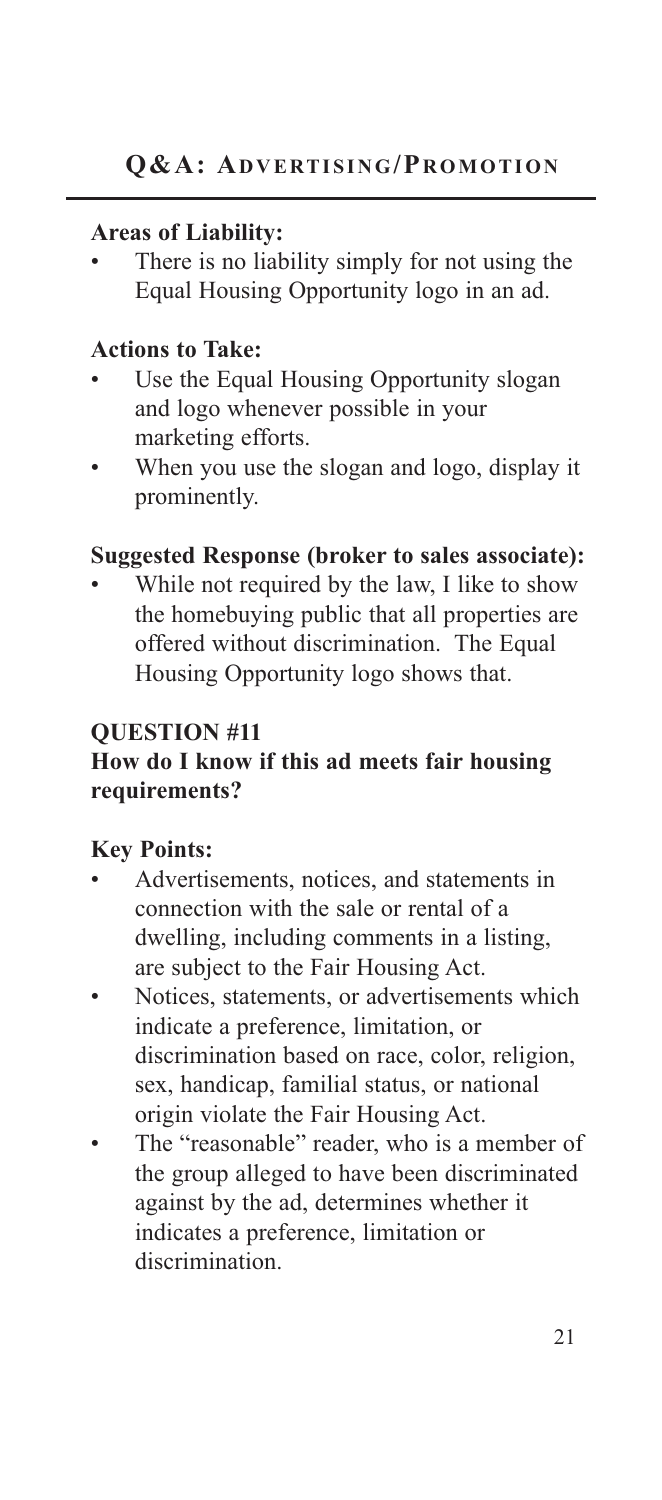**Areas of Liability:**

- There is no liability simply for not using the Equal Housing Opportunity logo in an ad.

**Actions to Take:**

- Use the Equal Housing Opportunity slogan and logo whenever possible in your marketing efforts.
- When you use the slogan and logo, display it prominently.

**Suggested Response (broker to sales associate):**

- While not required by the law, I like to show the homebuying public that all properties are offered without discrimination. The Equal Housing Opportunity logo shows that.

## QUESTION #11

### How do I know if this ad meets fair housing requirements?

**Key Points:**

- Advertisements, notices, and statements in connection with the sale or rental of a dwelling, including comments in a listing, are subject to the Fair Housing Act.
- Notices, statements, or advertisements which indicate a preference, limitation, or discrimination based on race, color, religion, sex, handicap, familial status, or national origin violate the Fair Housing Act.
- The "reasonable" reader, who is a member of the group alleged to have been discriminated against by the ad, determines whether it indicates a preference, limitation or discrimination.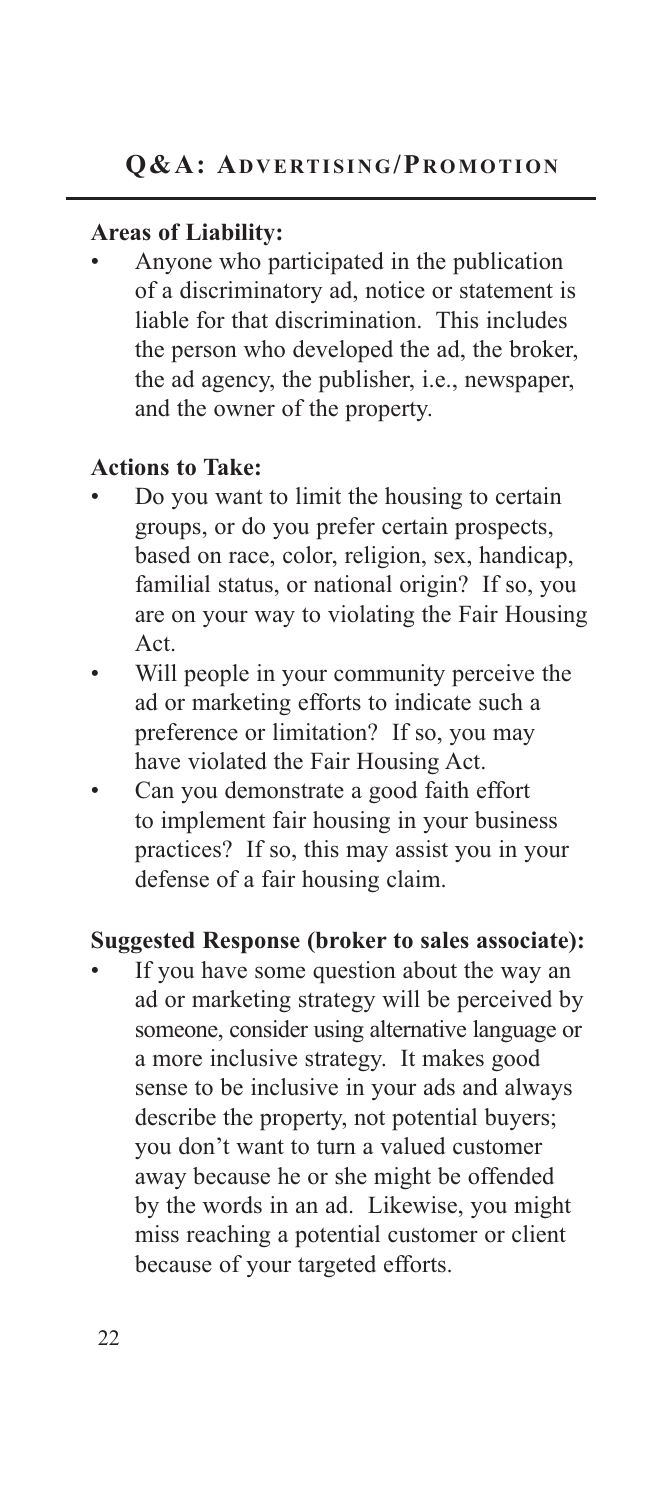## Q&A: Advertising/Promotion

**Areas of Liability:**

- Anyone who participated in the publication of a discriminatory ad, notice or statement is liable for that discrimination. This includes the person who developed the ad, the broker, the ad agency, the publisher, i.e., newspaper, and the owner of the property.

**Actions to Take:**

- Do you want to limit the housing to certain groups, or do you prefer certain prospects, based on race, color, religion, sex, handicap, familial status, or national origin? If so, you are on your way to violating the Fair Housing Act.
- Will people in your community perceive the ad or marketing efforts to indicate such a preference or limitation? If so, you may have violated the Fair Housing Act.
- Can you demonstrate a good faith effort to implement fair housing in your business practices? If so, this may assist you in your defense of a fair housing claim.

**Suggested Response (broker to sales associate):**

- If you have some question about the way an ad or marketing strategy will be perceived by someone, consider using alternative language or a more inclusive strategy. It makes good sense to be inclusive in your ads and always describe the property, not potential buyers; you don't want to turn a valued customer away because he or she might be offended by the words in an ad. Likewise, you might miss reaching a potential customer or client because of your targeted efforts.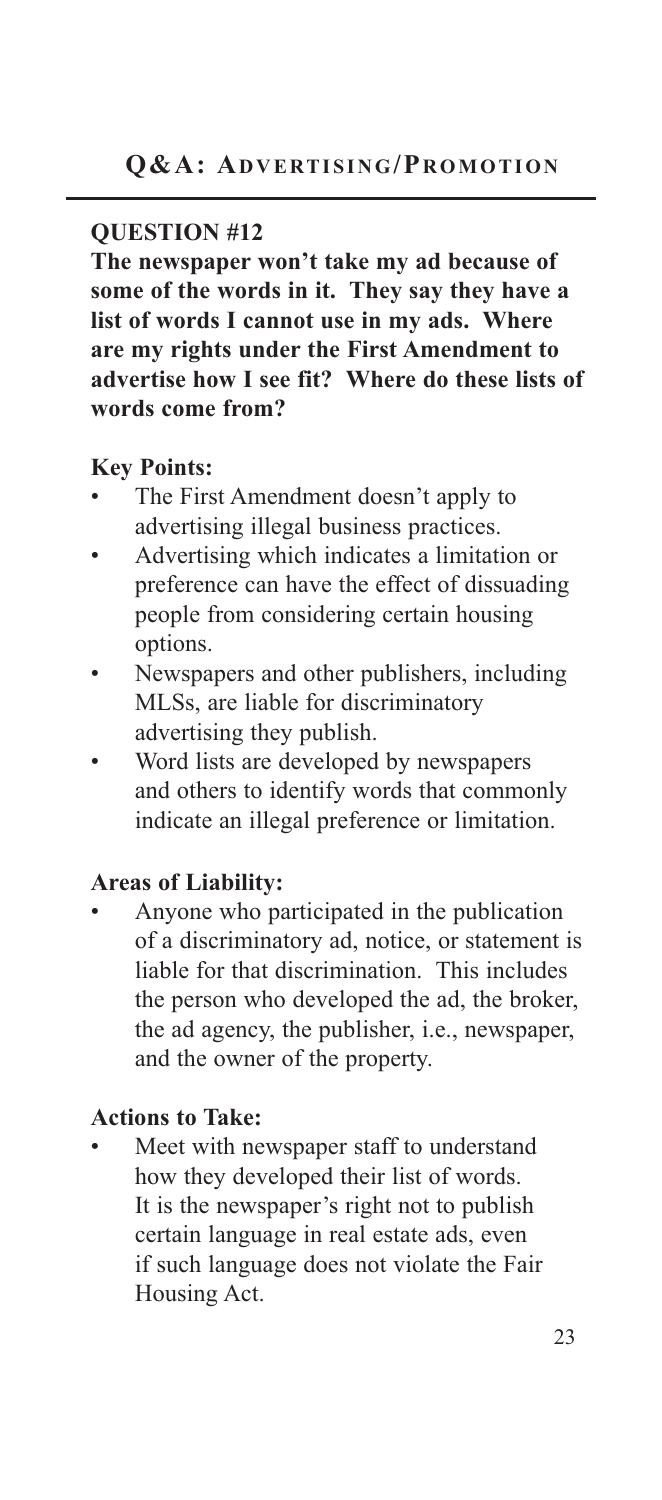## Q&A: Advertising/Promotion

### QUESTION #12

**The newspaper won't take my ad because of some of the words in it. They say they have a list of words I cannot use in my ads. Where are my rights under the First Amendment to advertise how I see fit? Where do these lists of words come from?**

**Key Points:**

- The First Amendment doesn't apply to advertising illegal business practices.
- Advertising which indicates a limitation or preference can have the effect of dissuading people from considering certain housing options.
- Newspapers and other publishers, including MLSs, are liable for discriminatory advertising they publish.
- Word lists are developed by newspapers and others to identify words that commonly indicate an illegal preference or limitation.

**Areas of Liability:**

- Anyone who participated in the publication of a discriminatory ad, notice, or statement is liable for that discrimination. This includes the person who developed the ad, the broker, the ad agency, the publisher, i.e., newspaper, and the owner of the property.

**Actions to Take:**

- Meet with newspaper staff to understand how they developed their list of words. It is the newspaper's right not to publish certain language in real estate ads, even if such language does not violate the Fair Housing Act.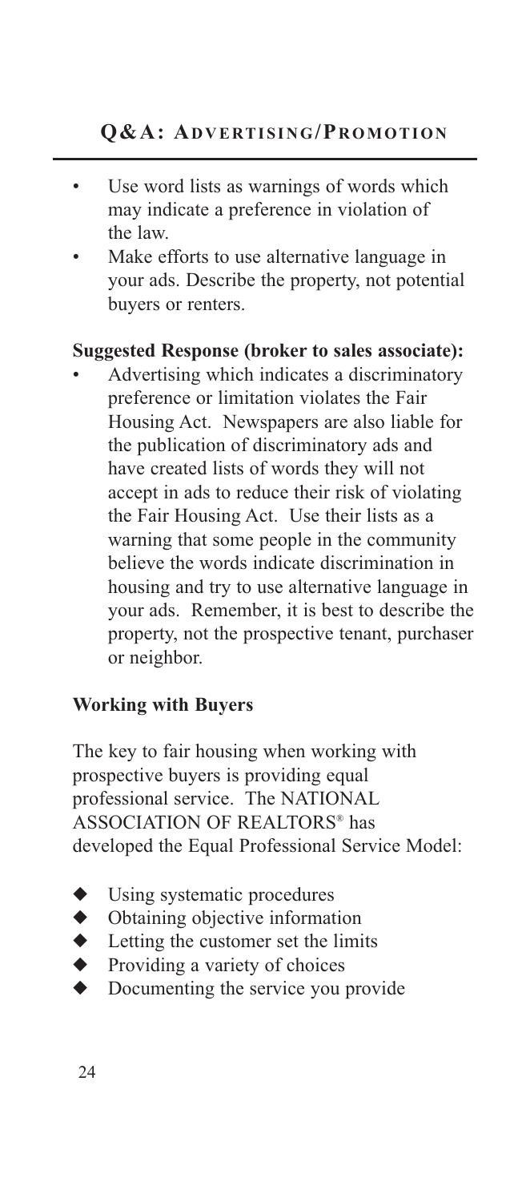- Use word lists as warnings of words which may indicate a preference in violation of the law.
- Make efforts to use alternative language in your ads. Describe the property, not potential buyers or renters.

**Suggested Response (broker to sales associate):**

- Advertising which indicates a discriminatory preference or limitation violates the Fair Housing Act. Newspapers are also liable for the publication of discriminatory ads and have created lists of words they will not accept in ads to reduce their risk of violating the Fair Housing Act. Use their lists as a warning that some people in the community believe the words indicate discrimination in housing and try to use alternative language in your ads. Remember, it is best to describe the property, not the prospective tenant, purchaser or neighbor.

**Working with Buyers**

The key to fair housing when working with prospective buyers is providing equal professional service. The NATIONAL ASSOCIATION OF REALTORS® has developed the Equal Professional Service Model:

- Using systematic procedures
- Obtaining objective information
- Letting the customer set the limits
- Providing a variety of choices
- Documenting the service you provide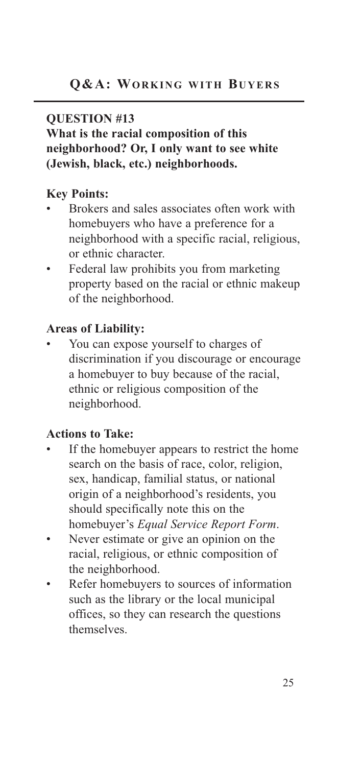## Q&A: Working with Buyers

### QUESTION #13

**What is the racial composition of this neighborhood? Or, I only want to see white (Jewish, black, etc.) neighborhoods.**

**Key Points:**

- Brokers and sales associates often work with homebuyers who have a preference for a neighborhood with a specific racial, religious, or ethnic character.
- Federal law prohibits you from marketing property based on the racial or ethnic makeup of the neighborhood.

**Areas of Liability:**

- You can expose yourself to charges of discrimination if you discourage or encourage a homebuyer to buy because of the racial, ethnic or religious composition of the neighborhood.

**Actions to Take:**

- If the homebuyer appears to restrict the home search on the basis of race, color, religion, sex, handicap, familial status, or national origin of a neighborhood's residents, you should specifically note this on the homebuyer's *Equal Service Report Form*.
- Never estimate or give an opinion on the racial, religious, or ethnic composition of the neighborhood.
- Refer homebuyers to sources of information such as the library or the local municipal offices, so they can research the questions themselves.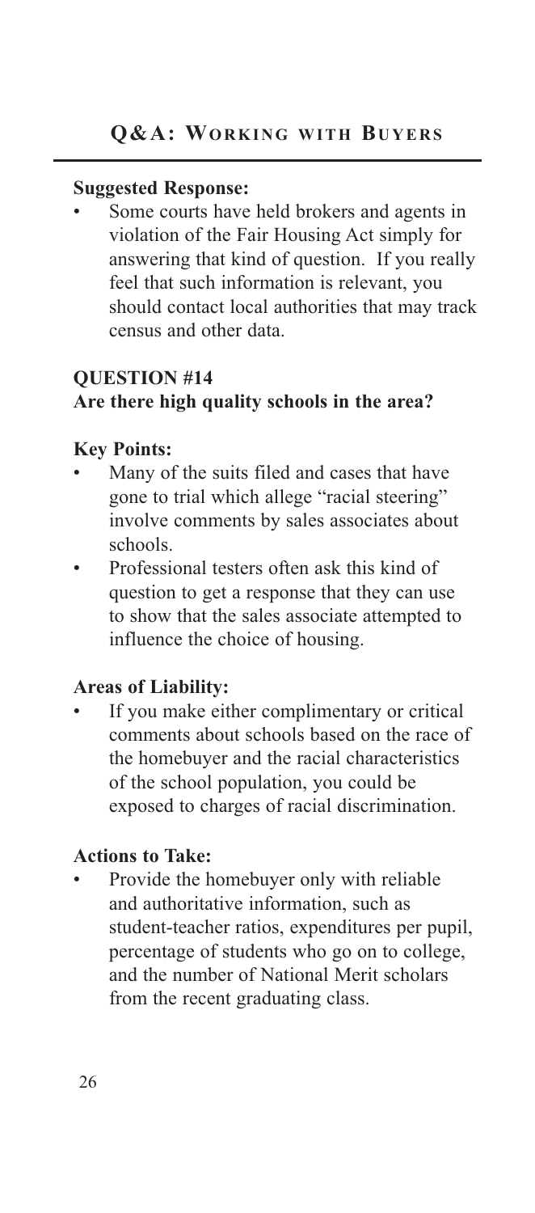**Suggested Response:**

- Some courts have held brokers and agents in violation of the Fair Housing Act simply for answering that kind of question. If you really feel that such information is relevant, you should contact local authorities that may track census and other data.

**QUESTION #14**
**Are there high quality schools in the area?**

**Key Points:**

- Many of the suits filed and cases that have gone to trial which allege "racial steering" involve comments by sales associates about schools.
- Professional testers often ask this kind of question to get a response that they can use to show that the sales associate attempted to influence the choice of housing.

**Areas of Liability:**

- If you make either complimentary or critical comments about schools based on the race of the homebuyer and the racial characteristics of the school population, you could be exposed to charges of racial discrimination.

**Actions to Take:**

- Provide the homebuyer only with reliable and authoritative information, such as student-teacher ratios, expenditures per pupil, percentage of students who go on to college, and the number of National Merit scholars from the recent graduating class.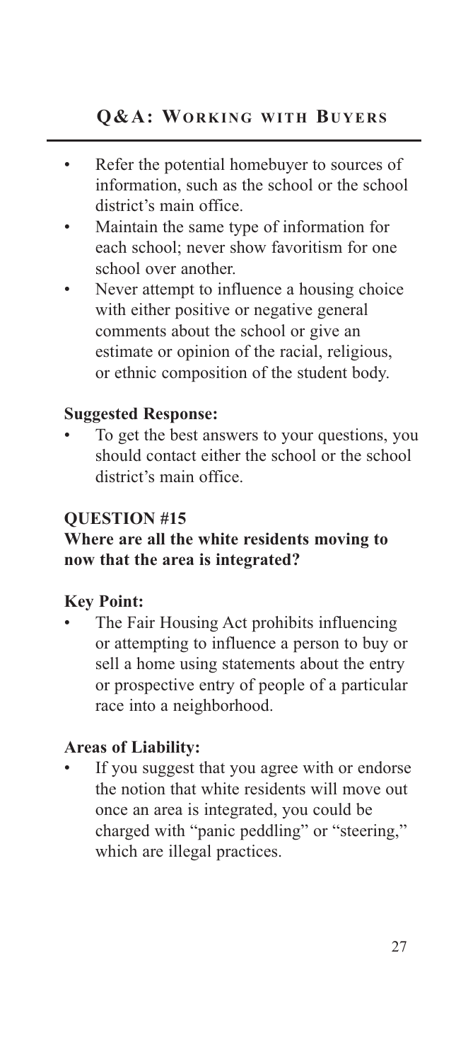- Refer the potential homebuyer to sources of information, such as the school or the school district's main office.
- Maintain the same type of information for each school; never show favoritism for one school over another.
- Never attempt to influence a housing choice with either positive or negative general comments about the school or give an estimate or opinion of the racial, religious, or ethnic composition of the student body.

**Suggested Response:**

- To get the best answers to your questions, you should contact either the school or the school district's main office.

**QUESTION #15**

**Where are all the white residents moving to now that the area is integrated?**

**Key Point:**

- The Fair Housing Act prohibits influencing or attempting to influence a person to buy or sell a home using statements about the entry or prospective entry of people of a particular race into a neighborhood.

**Areas of Liability:**

- If you suggest that you agree with or endorse the notion that white residents will move out once an area is integrated, you could be charged with "panic peddling" or "steering," which are illegal practices.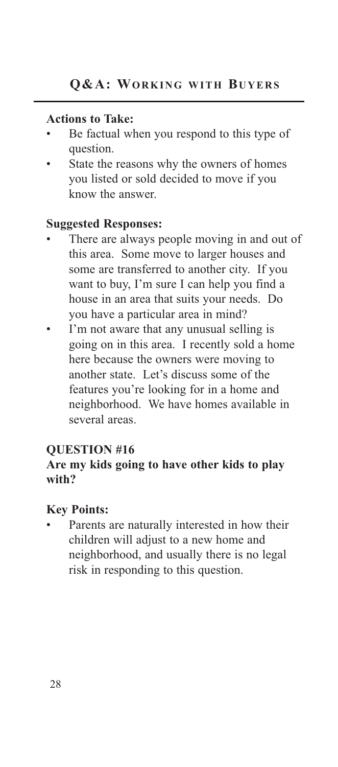**Actions to Take:**

- Be factual when you respond to this type of question.
- State the reasons why the owners of homes you listed or sold decided to move if you know the answer.

**Suggested Responses:**

- There are always people moving in and out of this area. Some move to larger houses and some are transferred to another city. If you want to buy, I'm sure I can help you find a house in an area that suits your needs. Do you have a particular area in mind?
- I'm not aware that any unusual selling is going on in this area. I recently sold a home here because the owners were moving to another state. Let's discuss some of the features you're looking for in a home and neighborhood. We have homes available in several areas.

### QUESTION #16

### Are my kids going to have other kids to play with?

**Key Points:**

- Parents are naturally interested in how their children will adjust to a new home and neighborhood, and usually there is no legal risk in responding to this question.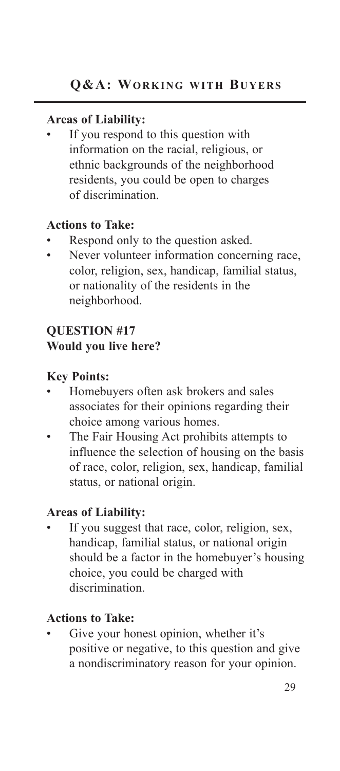**Areas of Liability:**

- If you respond to this question with information on the racial, religious, or ethnic backgrounds of the neighborhood residents, you could be open to charges of discrimination.

**Actions to Take:**

- Respond only to the question asked.
- Never volunteer information concerning race, color, religion, sex, handicap, familial status, or nationality of the residents in the neighborhood.

**QUESTION #17**
**Would you live here?**

**Key Points:**

- Homebuyers often ask brokers and sales associates for their opinions regarding their choice among various homes.
- The Fair Housing Act prohibits attempts to influence the selection of housing on the basis of race, color, religion, sex, handicap, familial status, or national origin.

**Areas of Liability:**

- If you suggest that race, color, religion, sex, handicap, familial status, or national origin should be a factor in the homebuyer's housing choice, you could be charged with discrimination.

**Actions to Take:**

- Give your honest opinion, whether it's positive or negative, to this question and give a nondiscriminatory reason for your opinion.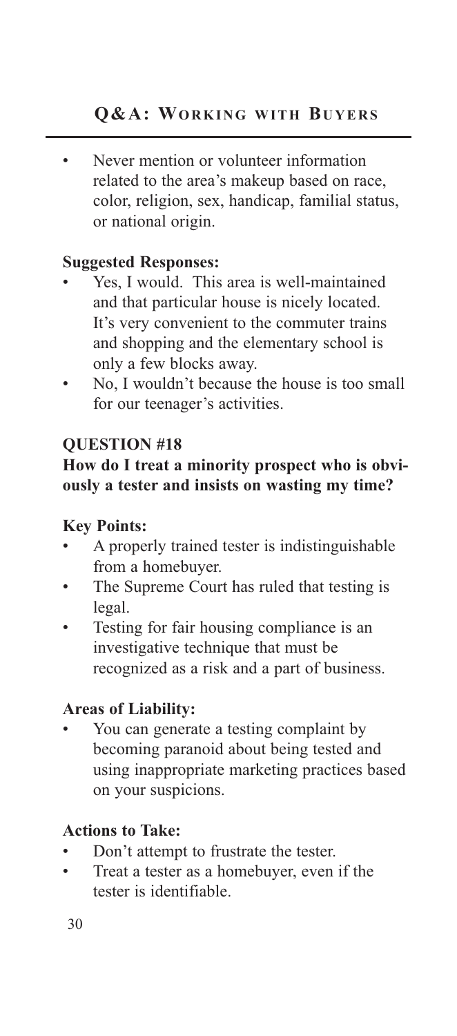- Never mention or volunteer information related to the area's makeup based on race, color, religion, sex, handicap, familial status, or national origin.

**Suggested Responses:**

- Yes, I would. This area is well-maintained and that particular house is nicely located. It's very convenient to the commuter trains and shopping and the elementary school is only a few blocks away.
- No, I wouldn't because the house is too small for our teenager's activities.

### QUESTION #18

**How do I treat a minority prospect who is obviously a tester and insists on wasting my time?**

**Key Points:**

- A properly trained tester is indistinguishable from a homebuyer.
- The Supreme Court has ruled that testing is legal.
- Testing for fair housing compliance is an investigative technique that must be recognized as a risk and a part of business.

**Areas of Liability:**

- You can generate a testing complaint by becoming paranoid about being tested and using inappropriate marketing practices based on your suspicions.

**Actions to Take:**

- Don't attempt to frustrate the tester.
- Treat a tester as a homebuyer, even if the tester is identifiable.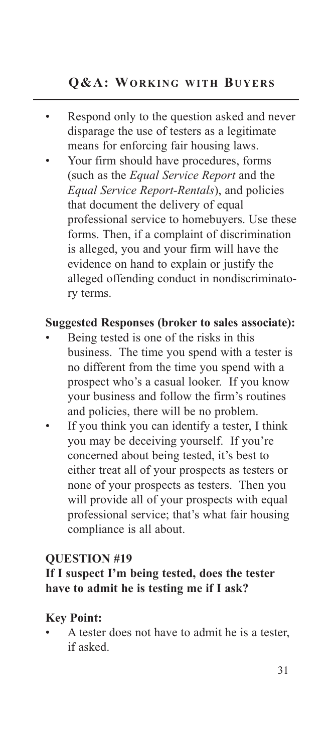- Respond only to the question asked and never disparage the use of testers as a legitimate means for enforcing fair housing laws.
- Your firm should have procedures, forms (such as the *Equal Service Report* and the *Equal Service Report-Rentals*), and policies that document the delivery of equal professional service to homebuyers. Use these forms. Then, if a complaint of discrimination is alleged, you and your firm will have the evidence on hand to explain or justify the alleged offending conduct in nondiscriminatory terms.

**Suggested Responses (broker to sales associate):**

- Being tested is one of the risks in this business. The time you spend with a tester is no different from the time you spend with a prospect who's a casual looker. If you know your business and follow the firm's routines and policies, there will be no problem.
- If you think you can identify a tester, I think you may be deceiving yourself. If you're concerned about being tested, it's best to either treat all of your prospects as testers or none of your prospects as testers. Then you will provide all of your prospects with equal professional service; that's what fair housing compliance is all about.

**QUESTION #19**

**If I suspect I'm being tested, does the tester have to admit he is testing me if I ask?**

**Key Point:**

- A tester does not have to admit he is a tester, if asked.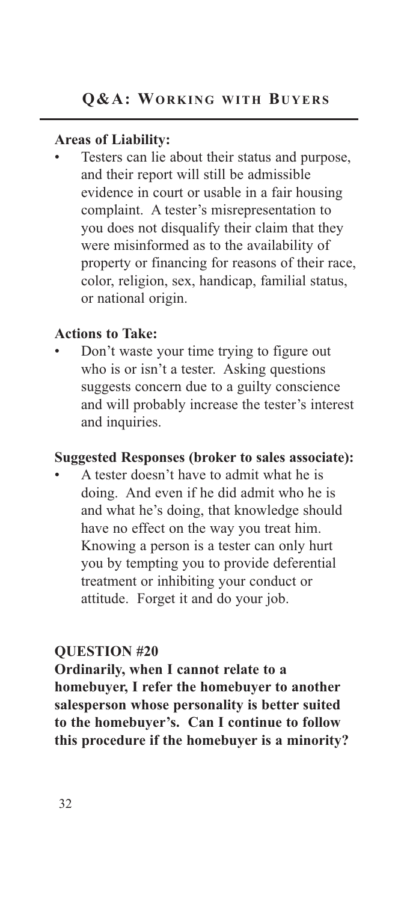**Areas of Liability:**

- Testers can lie about their status and purpose, and their report will still be admissible evidence in court or usable in a fair housing complaint. A tester's misrepresentation to you does not disqualify their claim that they were misinformed as to the availability of property or financing for reasons of their race, color, religion, sex, handicap, familial status, or national origin.

**Actions to Take:**

- Don't waste your time trying to figure out who is or isn't a tester. Asking questions suggests concern due to a guilty conscience and will probably increase the tester's interest and inquiries.

**Suggested Responses (broker to sales associate):**

- A tester doesn't have to admit what he is doing. And even if he did admit who he is and what he's doing, that knowledge should have no effect on the way you treat him. Knowing a person is a tester can only hurt you by tempting you to provide deferential treatment or inhibiting your conduct or attitude. Forget it and do your job.

**QUESTION #20**

**Ordinarily, when I cannot relate to a homebuyer, I refer the homebuyer to another salesperson whose personality is better suited to the homebuyer's. Can I continue to follow this procedure if the homebuyer is a minority?**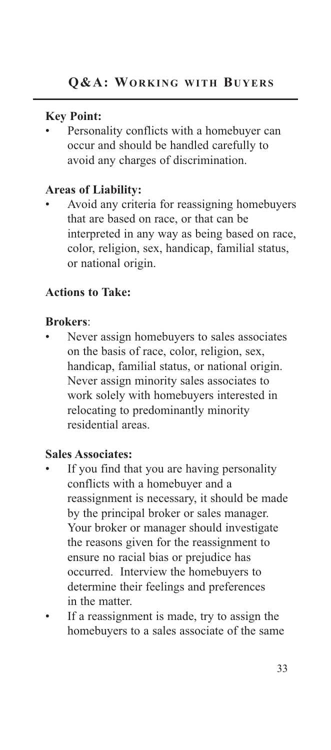## Q&A: Working with Buyers

**Key Point:**

- Personality conflicts with a homebuyer can occur and should be handled carefully to avoid any charges of discrimination.

**Areas of Liability:**

- Avoid any criteria for reassigning homebuyers that are based on race, or that can be interpreted in any way as being based on race, color, religion, sex, handicap, familial status, or national origin.

**Actions to Take:**

**Brokers**:

- Never assign homebuyers to sales associates on the basis of race, color, religion, sex, handicap, familial status, or national origin. Never assign minority sales associates to work solely with homebuyers interested in relocating to predominantly minority residential areas.

**Sales Associates:**

- If you find that you are having personality conflicts with a homebuyer and a reassignment is necessary, it should be made by the principal broker or sales manager. Your broker or manager should investigate the reasons given for the reassignment to ensure no racial bias or prejudice has occurred. Interview the homebuyers to determine their feelings and preferences in the matter.
- If a reassignment is made, try to assign the homebuyers to a sales associate of the same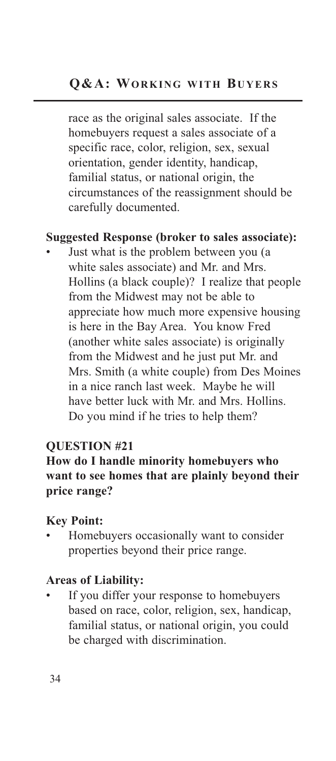race as the original sales associate. If the homebuyers request a sales associate of a specific race, color, religion, sex, sexual orientation, gender identity, handicap, familial status, or national origin, the circumstances of the reassignment should be carefully documented.

**Suggested Response (broker to sales associate):**

- Just what is the problem between you (a white sales associate) and Mr. and Mrs. Hollins (a black couple)? I realize that people from the Midwest may not be able to appreciate how much more expensive housing is here in the Bay Area. You know Fred (another white sales associate) is originally from the Midwest and he just put Mr. and Mrs. Smith (a white couple) from Des Moines in a nice ranch last week. Maybe he will have better luck with Mr. and Mrs. Hollins. Do you mind if he tries to help them?

**QUESTION #21**

**How do I handle minority homebuyers who want to see homes that are plainly beyond their price range?**

**Key Point:**

- Homebuyers occasionally want to consider properties beyond their price range.

**Areas of Liability:**

- If you differ your response to homebuyers based on race, color, religion, sex, handicap, familial status, or national origin, you could be charged with discrimination.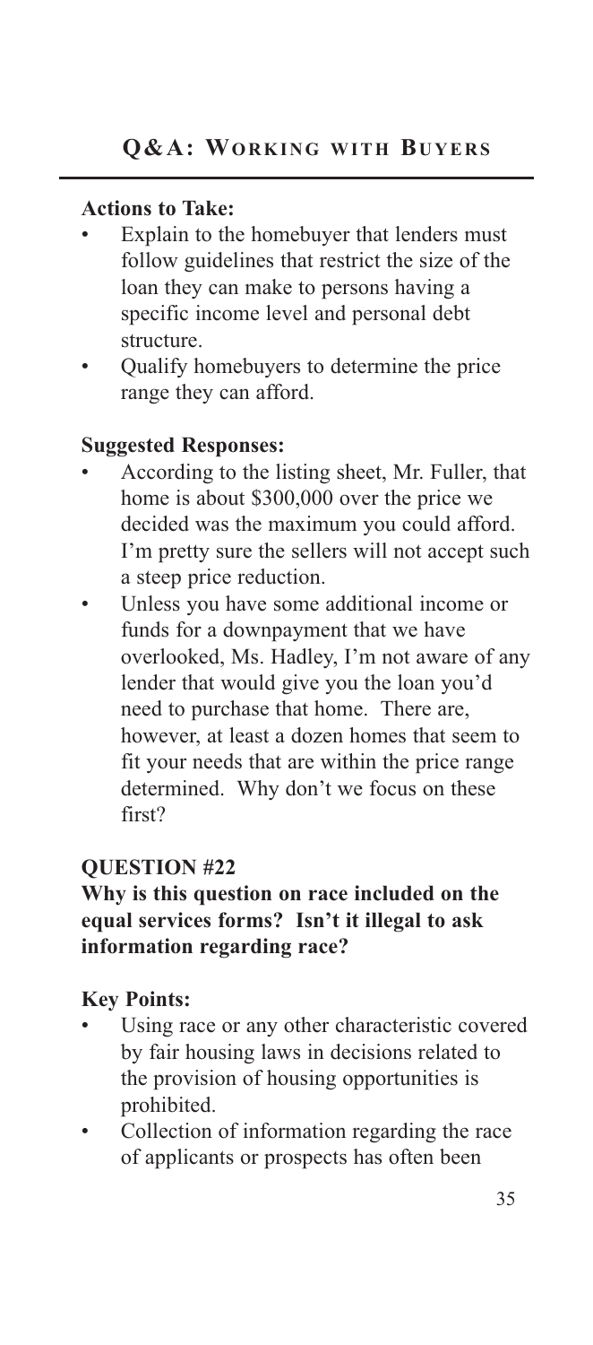**Actions to Take:**

- Explain to the homebuyer that lenders must follow guidelines that restrict the size of the loan they can make to persons having a specific income level and personal debt structure.
- Qualify homebuyers to determine the price range they can afford.

**Suggested Responses:**

- According to the listing sheet, Mr. Fuller, that home is about $300,000 over the price we decided was the maximum you could afford. I'm pretty sure the sellers will not accept such a steep price reduction.
- Unless you have some additional income or funds for a downpayment that we have overlooked, Ms. Hadley, I'm not aware of any lender that would give you the loan you'd need to purchase that home. There are, however, at least a dozen homes that seem to fit your needs that are within the price range determined. Why don't we focus on these first?

**QUESTION #22**

**Why is this question on race included on the equal services forms? Isn't it illegal to ask information regarding race?**

**Key Points:**

- Using race or any other characteristic covered by fair housing laws in decisions related to the provision of housing opportunities is prohibited.
- Collection of information regarding the race of applicants or prospects has often been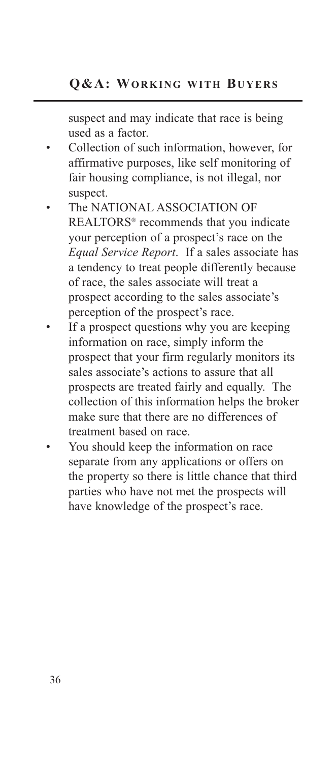suspect and may indicate that race is being used as a factor.

- Collection of such information, however, for affirmative purposes, like self monitoring of fair housing compliance, is not illegal, nor suspect.
- The NATIONAL ASSOCIATION OF REALTORS® recommends that you indicate your perception of a prospect's race on the *Equal Service Report*. If a sales associate has a tendency to treat people differently because of race, the sales associate will treat a prospect according to the sales associate's perception of the prospect's race.
- If a prospect questions why you are keeping information on race, simply inform the prospect that your firm regularly monitors its sales associate's actions to assure that all prospects are treated fairly and equally. The collection of this information helps the broker make sure that there are no differences of treatment based on race.
- You should keep the information on race separate from any applications or offers on the property so there is little chance that third parties who have not met the prospects will have knowledge of the prospect's race.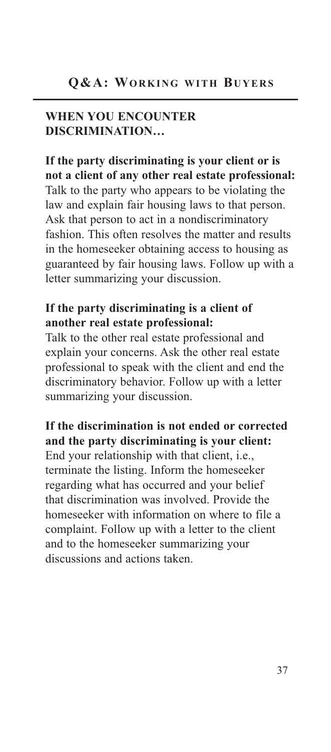## Q&A: Working with Buyers

### WHEN YOU ENCOUNTER DISCRIMINATION…

**If the party discriminating is your client or is not a client of any other real estate professional:** Talk to the party who appears to be violating the law and explain fair housing laws to that person. Ask that person to act in a nondiscriminatory fashion. This often resolves the matter and results in the homeseeker obtaining access to housing as guaranteed by fair housing laws. Follow up with a letter summarizing your discussion.

**If the party discriminating is a client of another real estate professional:**
Talk to the other real estate professional and explain your concerns. Ask the other real estate professional to speak with the client and end the discriminatory behavior. Follow up with a letter summarizing your discussion.

**If the discrimination is not ended or corrected and the party discriminating is your client:**
End your relationship with that client, i.e., terminate the listing. Inform the homeseeker regarding what has occurred and your belief that discrimination was involved. Provide the homeseeker with information on where to file a complaint. Follow up with a letter to the client and to the homeseeker summarizing your discussions and actions taken.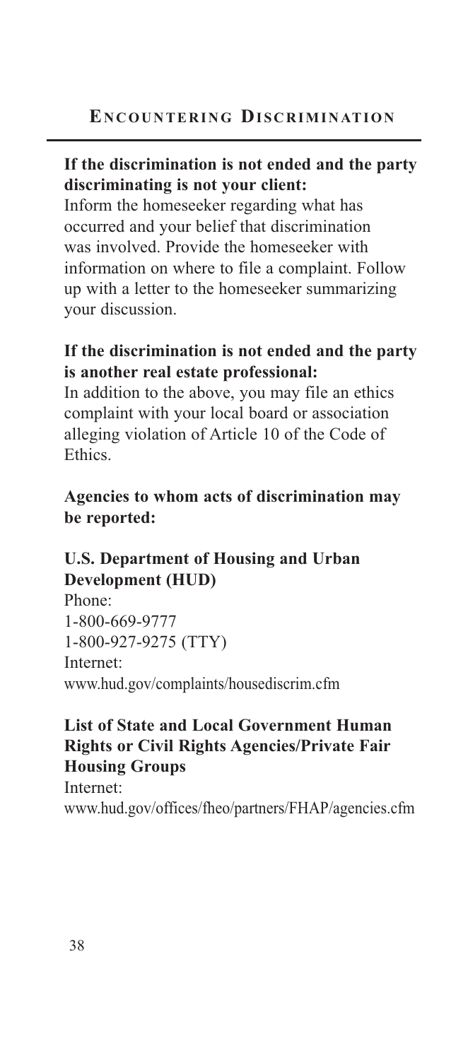**If the discrimination is not ended and the party discriminating is not your client:**
Inform the homeseeker regarding what has occurred and your belief that discrimination was involved. Provide the homeseeker with information on where to file a complaint. Follow up with a letter to the homeseeker summarizing your discussion.

**If the discrimination is not ended and the party is another real estate professional:**
In addition to the above, you may file an ethics complaint with your local board or association alleging violation of Article 10 of the Code of Ethics.

**Agencies to whom acts of discrimination may be reported:**

**U.S. Department of Housing and Urban Development (HUD)**
Phone:
1-800-669-9777
1-800-927-9275 (TTY)
Internet:
www.hud.gov/complaints/housediscrim.cfm

**List of State and Local Government Human Rights or Civil Rights Agencies/Private Fair Housing Groups**
Internet:
www.hud.gov/offices/fheo/partners/FHAP/agencies.cfm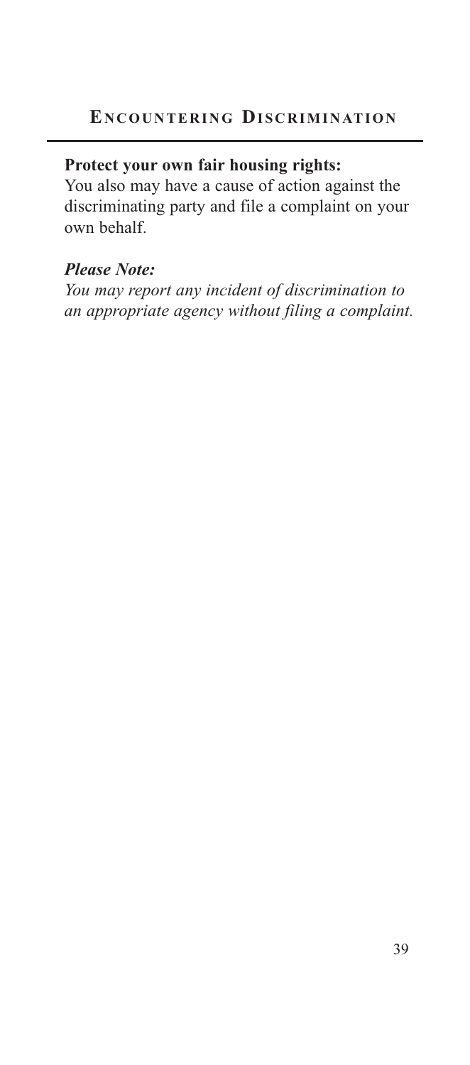**Protect your own fair housing rights:**
You also may have a cause of action against the discriminating party and file a complaint on your own behalf.

***Please Note:***
*You may report any incident of discrimination to an appropriate agency without filing a complaint.*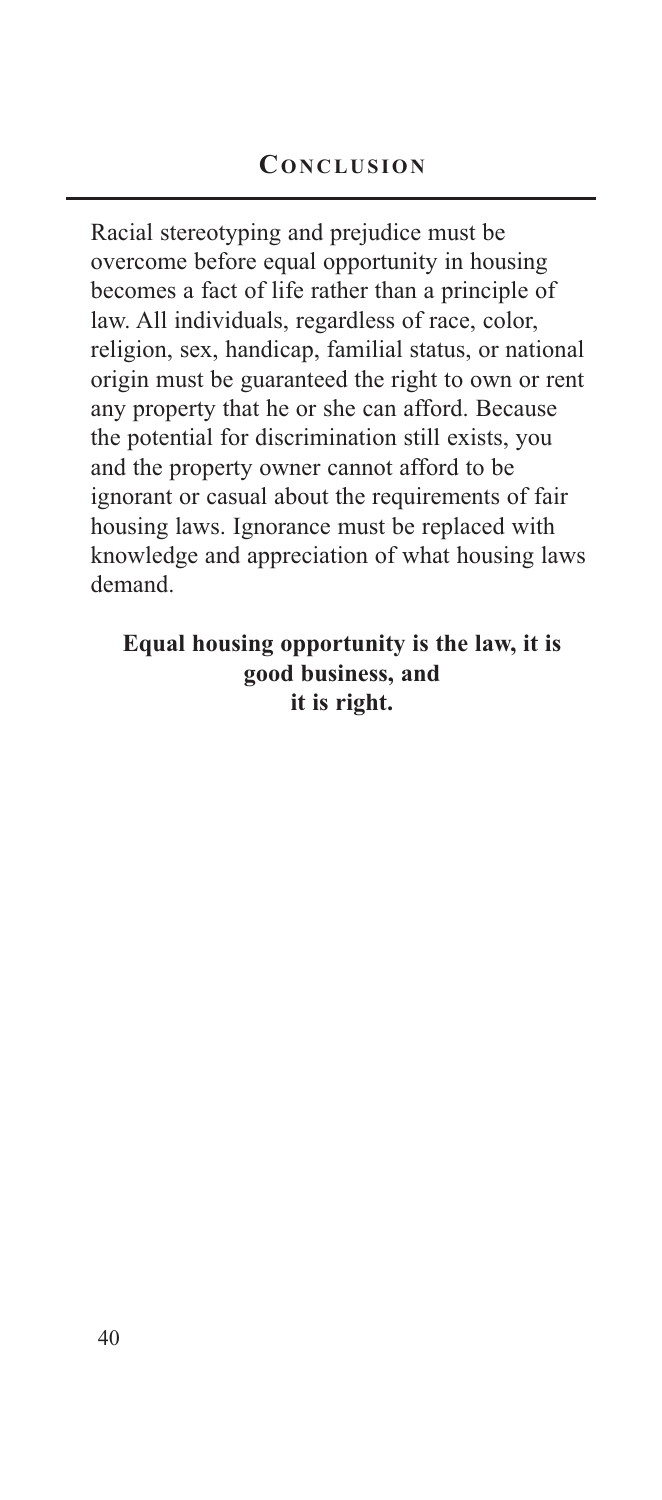## Conclusion

Racial stereotyping and prejudice must be overcome before equal opportunity in housing becomes a fact of life rather than a principle of law. All individuals, regardless of race, color, religion, sex, handicap, familial status, or national origin must be guaranteed the right to own or rent any property that he or she can afford. Because the potential for discrimination still exists, you and the property owner cannot afford to be ignorant or casual about the requirements of fair housing laws. Ignorance must be replaced with knowledge and appreciation of what housing laws demand.

**Equal housing opportunity is the law, it is good business, and it is right.**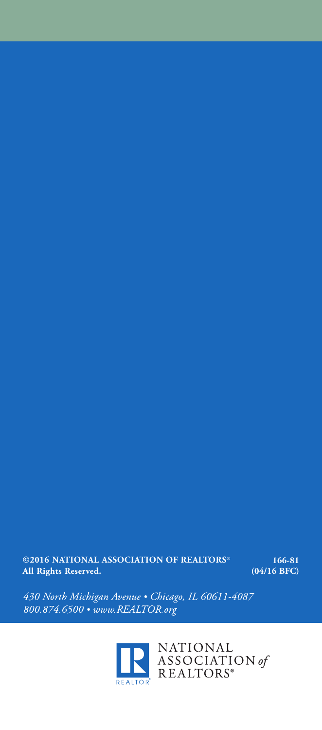**©2016 NATIONAL ASSOCIATION OF REALTORS®** **166-81**
**All Rights Reserved.** **(04/16 BFC)**

*430 North Michigan Avenue • Chicago, IL 60611-4087*
*800.874.6500 • www.REALTOR.org*

NATIONAL ASSOCIATION *of* REALTORS®